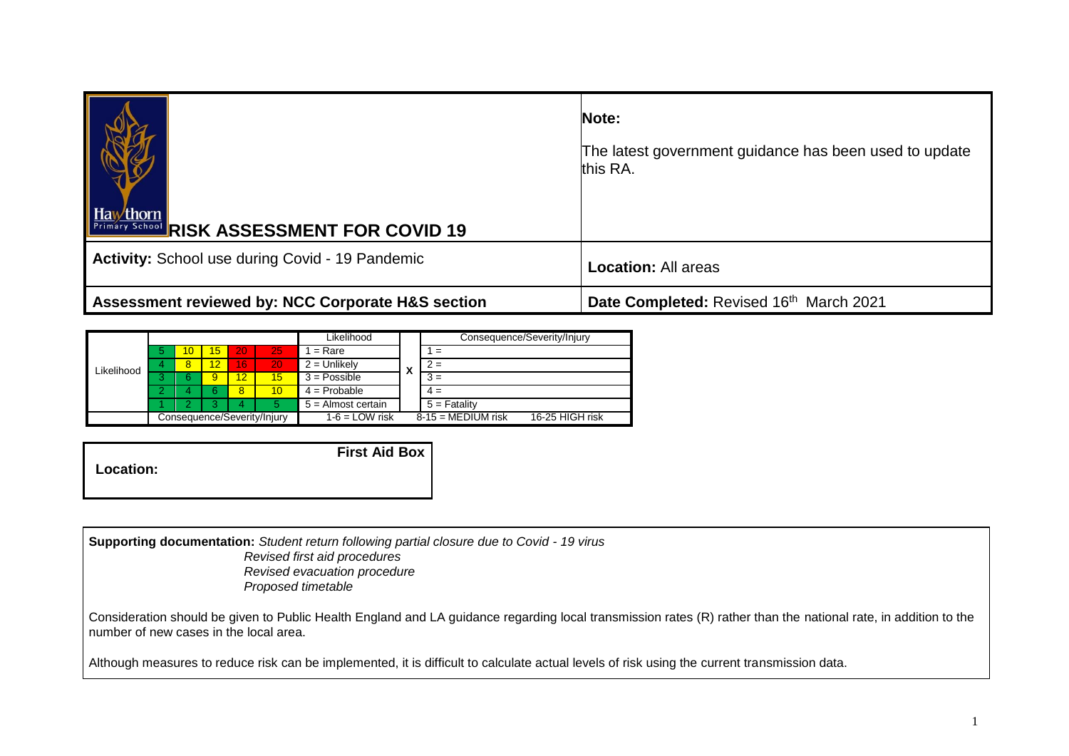# RISK ASSESSMENT FOR COVID 19

**Note:**

The latest government guidance has been used to update this RA.

| | |
|---|---|
| **Activity:** School use during Covid - 19 Pandemic | **Location:** All areas |
| **Assessment reviewed by: NCC Corporate H&S section** | **Date Completed:** Revised 16th March 2021 |

| | | | | | | Likelihood | | Consequence/Severity/Injury |
|---|---|---|---|---|---|---|---|---|
| Likelihood | 5 | 10 | 15 | 20 | 25 | 1 = Rare | X | 1 = |
| | 4 | 8 | 12 | 16 | 20 | 2 = Unlikely | | 2 = |
| | 3 | 6 | 9 | 12 | 15 | 3 = Possible | | 3 = |
| | 2 | 4 | 6 | 8 | 10 | 4 = Probable | | 4 = |
| | 1 | 2 | 3 | 4 | 5 | 5 = Almost certain | | 5 = Fatality |
| | Consequence/Severity/Injury | | | | | 1-6 = LOW risk | | 8-15 = MEDIUM risk 16-25 HIGH risk |

| First Aid Box |
|---|
| **Location:** |

**Supporting documentation:** *Student return following partial closure due to Covid - 19 virus*
*Revised first aid procedures*
*Revised evacuation procedure*
*Proposed timetable*

Consideration should be given to Public Health England and LA guidance regarding local transmission rates (R) rather than the national rate, in addition to the number of new cases in the local area.

Although measures to reduce risk can be implemented, it is difficult to calculate actual levels of risk using the current transmission data.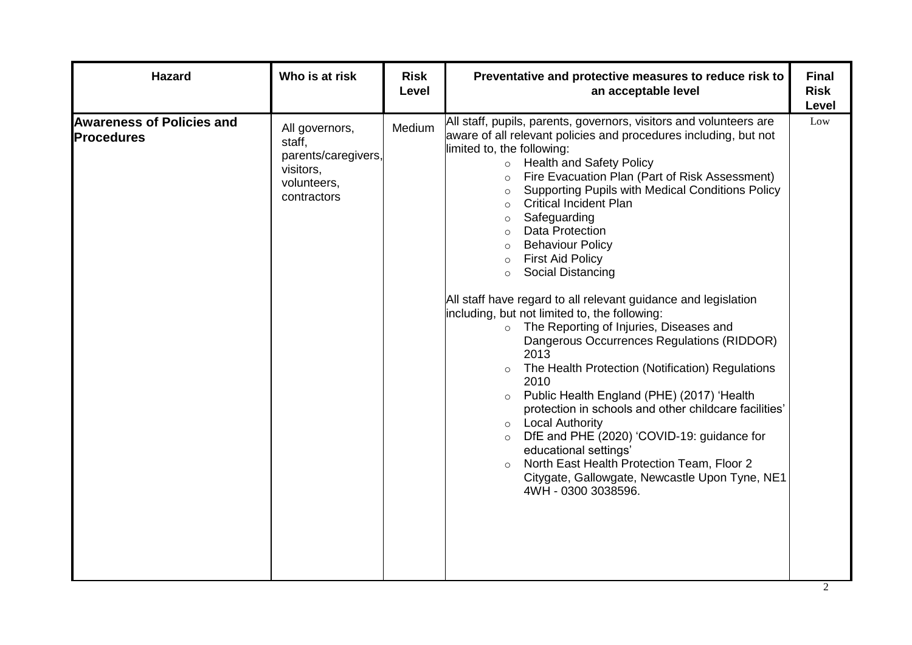| Hazard | Who is at risk | Risk Level | Preventative and protective measures to reduce risk to an acceptable level | Final Risk Level |
|---|---|---|---|---|
| **Awareness of Policies and Procedures** | All governors, staff, parents/caregivers, visitors, volunteers, contractors | Medium | All staff, pupils, parents, governors, visitors and volunteers are aware of all relevant policies and procedures including, but not limited to, the following:<br>○ Health and Safety Policy<br>○ Fire Evacuation Plan (Part of Risk Assessment)<br>○ Supporting Pupils with Medical Conditions Policy<br>○ Critical Incident Plan<br>○ Safeguarding<br>○ Data Protection<br>○ Behaviour Policy<br>○ First Aid Policy<br>○ Social Distancing<br><br>All staff have regard to all relevant guidance and legislation including, but not limited to, the following:<br>○ The Reporting of Injuries, Diseases and Dangerous Occurrences Regulations (RIDDOR) 2013<br>○ The Health Protection (Notification) Regulations 2010<br>○ Public Health England (PHE) (2017) 'Health protection in schools and other childcare facilities'<br>○ Local Authority<br>○ DfE and PHE (2020) 'COVID-19: guidance for educational settings'<br>○ North East Health Protection Team, Floor 2 Citygate, Gallowgate, Newcastle Upon Tyne, NE1 4WH - 0300 3038596. | Low |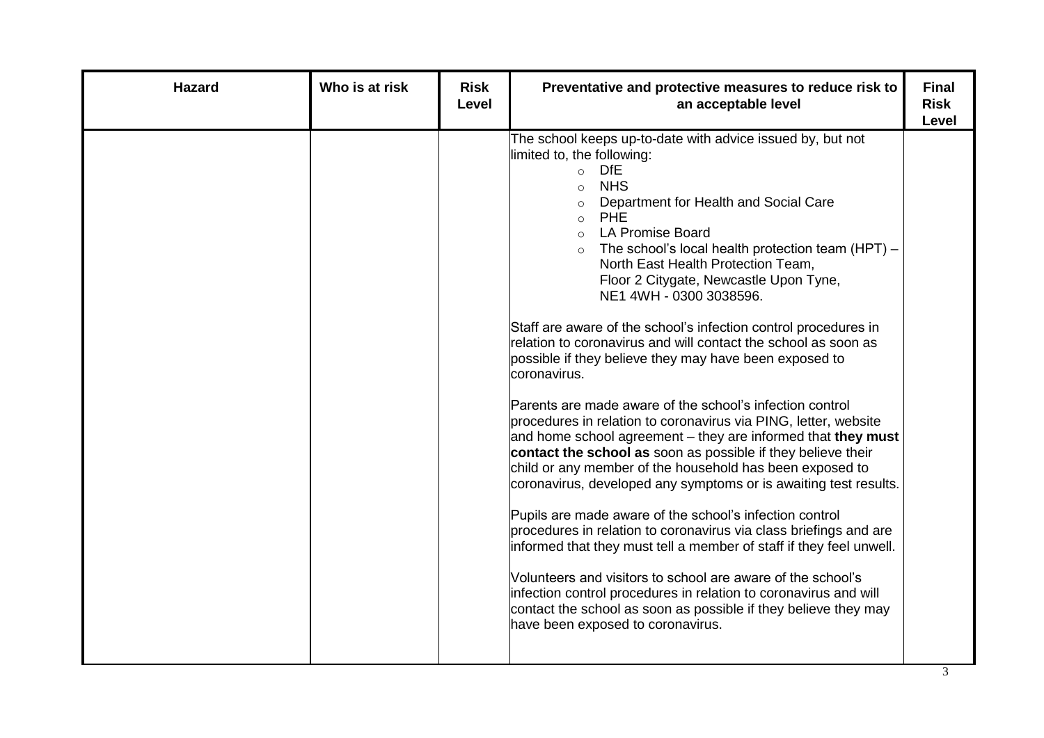| Hazard | Who is at risk | Risk Level | Preventative and protective measures to reduce risk to an acceptable level | Final Risk Level |
|---|---|---|---|---|
| | | | The school keeps up-to-date with advice issued by, but not limited to, the following:<br>◦ DfE<br>◦ NHS<br>◦ Department for Health and Social Care<br>◦ PHE<br>◦ LA Promise Board<br>◦ The school's local health protection team (HPT) – North East Health Protection Team, Floor 2 Citygate, Newcastle Upon Tyne, NE1 4WH - 0300 3038596.<br><br>Staff are aware of the school's infection control procedures in relation to coronavirus and will contact the school as soon as possible if they believe they may have been exposed to coronavirus.<br><br>Parents are made aware of the school's infection control procedures in relation to coronavirus via PING, letter, website and home school agreement – they are informed that **they must contact the school as** soon as possible if they believe their child or any member of the household has been exposed to coronavirus, developed any symptoms or is awaiting test results.<br><br>Pupils are made aware of the school's infection control procedures in relation to coronavirus via class briefings and are informed that they must tell a member of staff if they feel unwell.<br><br>Volunteers and visitors to school are aware of the school's infection control procedures in relation to coronavirus and will contact the school as soon as possible if they believe they may have been exposed to coronavirus. | |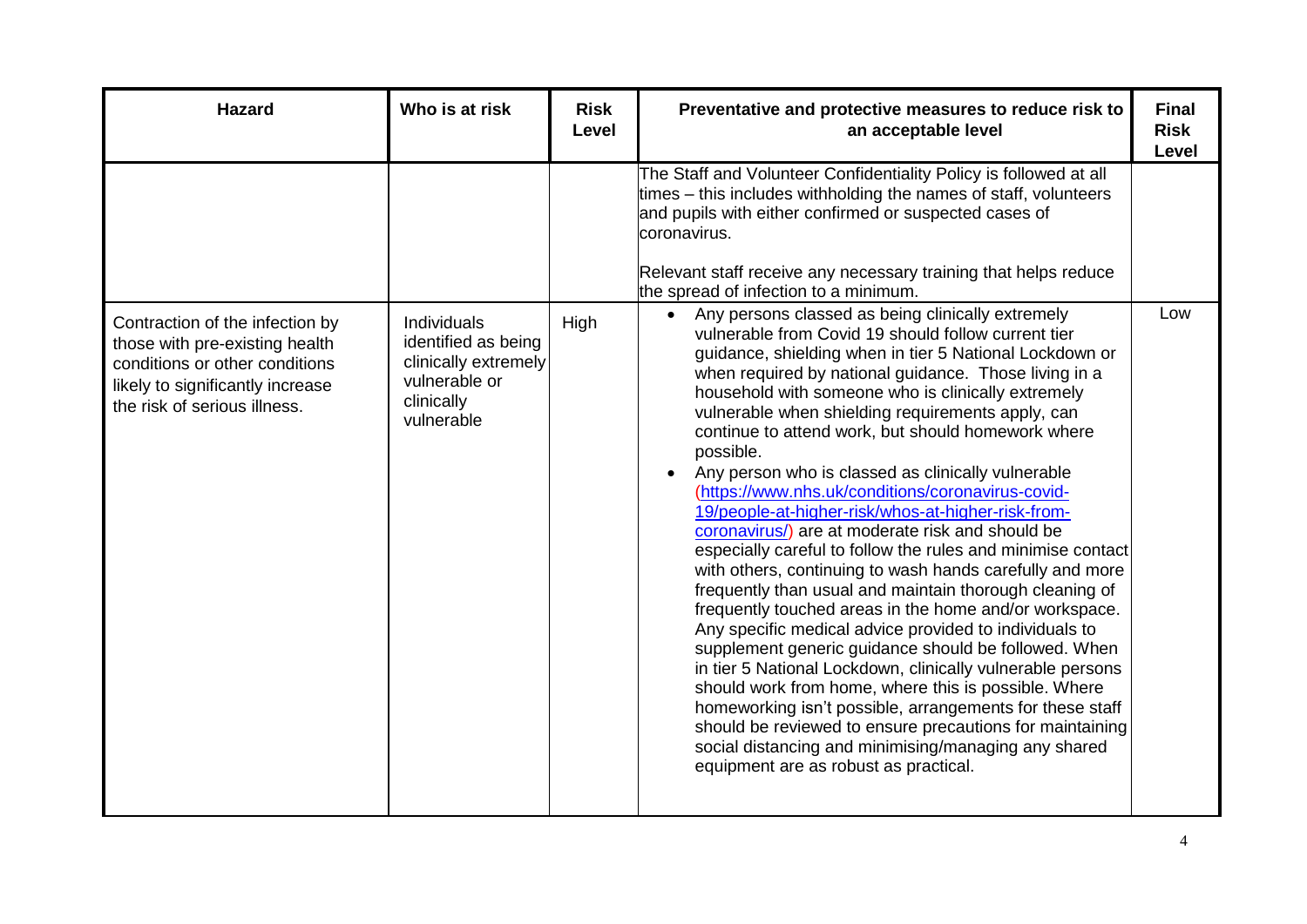| Hazard | Who is at risk | Risk Level | Preventative and protective measures to reduce risk to an acceptable level | Final Risk Level |
|---|---|---|---|---|
| | | | The Staff and Volunteer Confidentiality Policy is followed at all times – this includes withholding the names of staff, volunteers and pupils with either confirmed or suspected cases of coronavirus.<br><br>Relevant staff receive any necessary training that helps reduce the spread of infection to a minimum. | |
| Contraction of the infection by those with pre-existing health conditions or other conditions likely to significantly increase the risk of serious illness. | Individuals identified as being clinically extremely vulnerable or clinically vulnerable | High | • Any persons classed as being clinically extremely vulnerable from Covid 19 should follow current tier guidance, shielding when in tier 5 National Lockdown or when required by national guidance. Those living in a household with someone who is clinically extremely vulnerable when shielding requirements apply, can continue to attend work, but should homework where possible.<br>• Any person who is classed as clinically vulnerable (https://www.nhs.uk/conditions/coronavirus-covid-19/people-at-higher-risk/whos-at-higher-risk-from-coronavirus/) are at moderate risk and should be especially careful to follow the rules and minimise contact with others, continuing to wash hands carefully and more frequently than usual and maintain thorough cleaning of frequently touched areas in the home and/or workspace. Any specific medical advice provided to individuals to supplement generic guidance should be followed. When in tier 5 National Lockdown, clinically vulnerable persons should work from home, where this is possible. Where homeworking isn't possible, arrangements for these staff should be reviewed to ensure precautions for maintaining social distancing and minimising/managing any shared equipment are as robust as practical. | Low |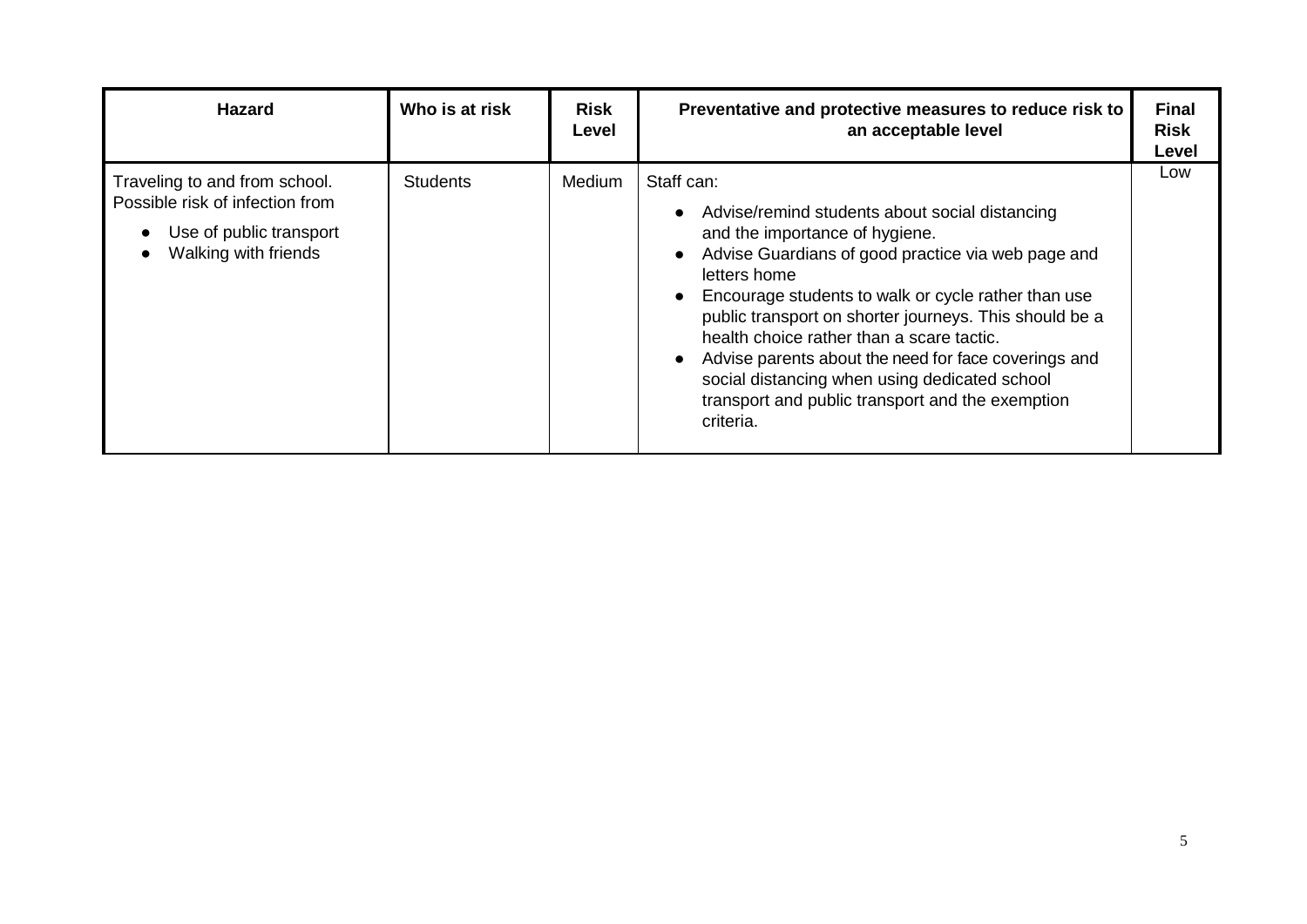| Hazard | Who is at risk | Risk Level | Preventative and protective measures to reduce risk to an acceptable level | Final Risk Level |
|---|---|---|---|---|
| Traveling to and from school. Possible risk of infection from<br>• Use of public transport<br>• Walking with friends | Students | Medium | Staff can:<br>• Advise/remind students about social distancing and the importance of hygiene.<br>• Advise Guardians of good practice via web page and letters home<br>• Encourage students to walk or cycle rather than use public transport on shorter journeys. This should be a health choice rather than a scare tactic.<br>• Advise parents about the need for face coverings and social distancing when using dedicated school transport and public transport and the exemption criteria. | Low |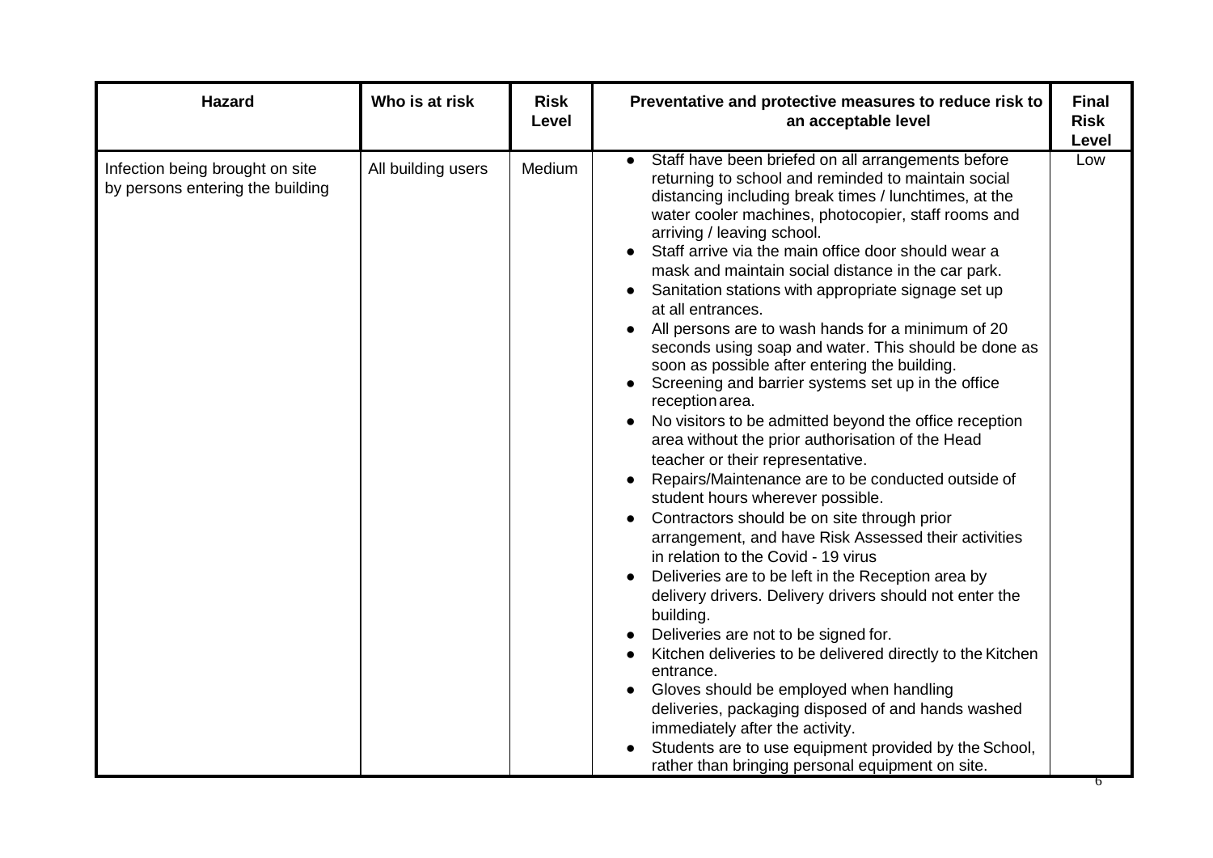| Hazard | Who is at risk | Risk Level | Preventative and protective measures to reduce risk to an acceptable level | Final Risk Level |
|---|---|---|---|---|
| Infection being brought on site by persons entering the building | All building users | Medium | • Staff have been briefed on all arrangements before returning to school and reminded to maintain social distancing including break times / lunchtimes, at the water cooler machines, photocopier, staff rooms and arriving / leaving school.<br>• Staff arrive via the main office door should wear a mask and maintain social distance in the car park.<br>• Sanitation stations with appropriate signage set up at all entrances.<br>• All persons are to wash hands for a minimum of 20 seconds using soap and water. This should be done as soon as possible after entering the building.<br>• Screening and barrier systems set up in the office reception area.<br>• No visitors to be admitted beyond the office reception area without the prior authorisation of the Head teacher or their representative.<br>• Repairs/Maintenance are to be conducted outside of student hours wherever possible.<br>• Contractors should be on site through prior arrangement, and have Risk Assessed their activities in relation to the Covid - 19 virus<br>• Deliveries are to be left in the Reception area by delivery drivers. Delivery drivers should not enter the building.<br>• Deliveries are not to be signed for.<br>• Kitchen deliveries to be delivered directly to the Kitchen entrance.<br>• Gloves should be employed when handling deliveries, packaging disposed of and hands washed immediately after the activity.<br>• Students are to use equipment provided by the School, rather than bringing personal equipment on site. | Low |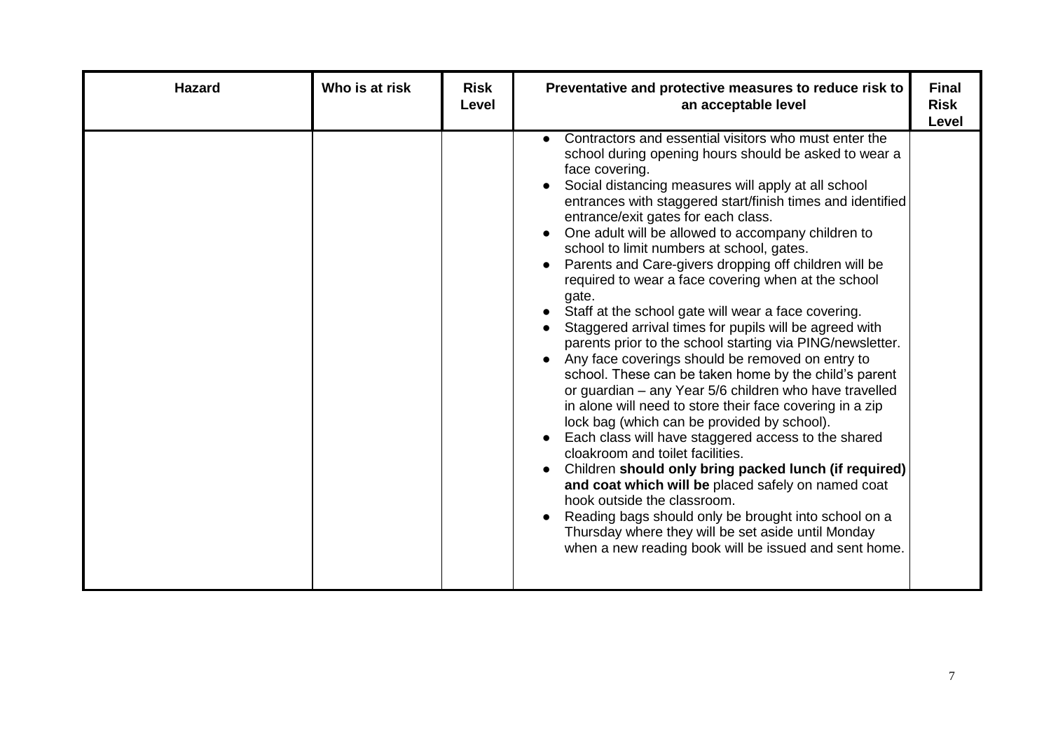| Hazard | Who is at risk | Risk Level | Preventative and protective measures to reduce risk to an acceptable level | Final Risk Level |
|---|---|---|---|---|
| | | | • Contractors and essential visitors who must enter the school during opening hours should be asked to wear a face covering.<br>• Social distancing measures will apply at all school entrances with staggered start/finish times and identified entrance/exit gates for each class.<br>• One adult will be allowed to accompany children to school to limit numbers at school, gates.<br>• Parents and Care-givers dropping off children will be required to wear a face covering when at the school gate.<br>• Staff at the school gate will wear a face covering.<br>• Staggered arrival times for pupils will be agreed with parents prior to the school starting via PING/newsletter.<br>• Any face coverings should be removed on entry to school. These can be taken home by the child's parent or guardian – any Year 5/6 children who have travelled in alone will need to store their face covering in a zip lock bag (which can be provided by school).<br>• Each class will have staggered access to the shared cloakroom and toilet facilities.<br>• Children **should only bring packed lunch (if required) and coat which will be** placed safely on named coat hook outside the classroom.<br>• Reading bags should only be brought into school on a Thursday where they will be set aside until Monday when a new reading book will be issued and sent home. | |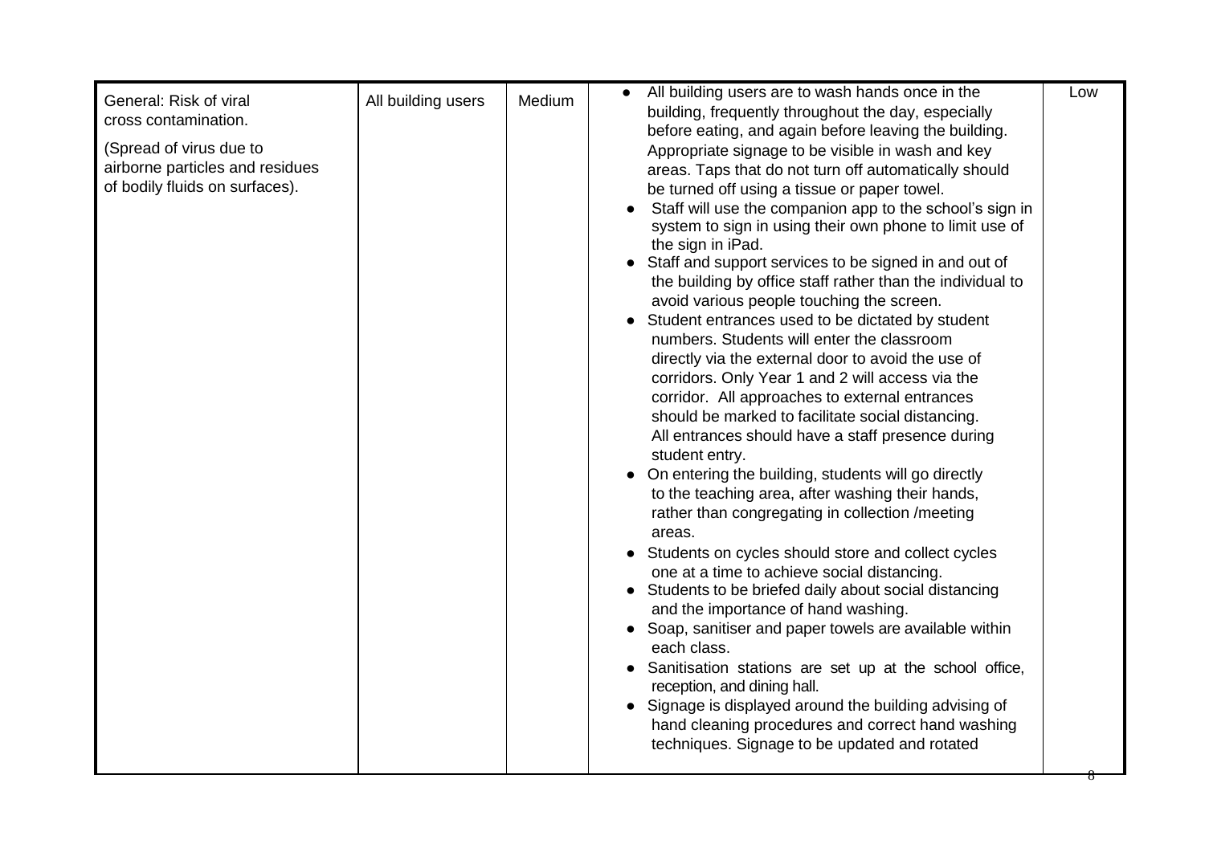| General: Risk of viral cross contamination.<br><br>(Spread of virus due to airborne particles and residues of bodily fluids on surfaces). | All building users | Medium | • All building users are to wash hands once in the building, frequently throughout the day, especially before eating, and again before leaving the building. Appropriate signage to be visible in wash and key areas. Taps that do not turn off automatically should be turned off using a tissue or paper towel.<br>• Staff will use the companion app to the school's sign in system to sign in using their own phone to limit use of the sign in iPad.<br>• Staff and support services to be signed in and out of the building by office staff rather than the individual to avoid various people touching the screen.<br>• Student entrances used to be dictated by student numbers. Students will enter the classroom directly via the external door to avoid the use of corridors. Only Year 1 and 2 will access via the corridor. All approaches to external entrances should be marked to facilitate social distancing. All entrances should have a staff presence during student entry.<br>• On entering the building, students will go directly to the teaching area, after washing their hands, rather than congregating in collection /meeting areas.<br>• Students on cycles should store and collect cycles one at a time to achieve social distancing.<br>• Students to be briefed daily about social distancing and the importance of hand washing.<br>• Soap, sanitiser and paper towels are available within each class.<br>• Sanitisation stations are set up at the school office, reception, and dining hall.<br>• Signage is displayed around the building advising of hand cleaning procedures and correct hand washing techniques. Signage to be updated and rotated | Low |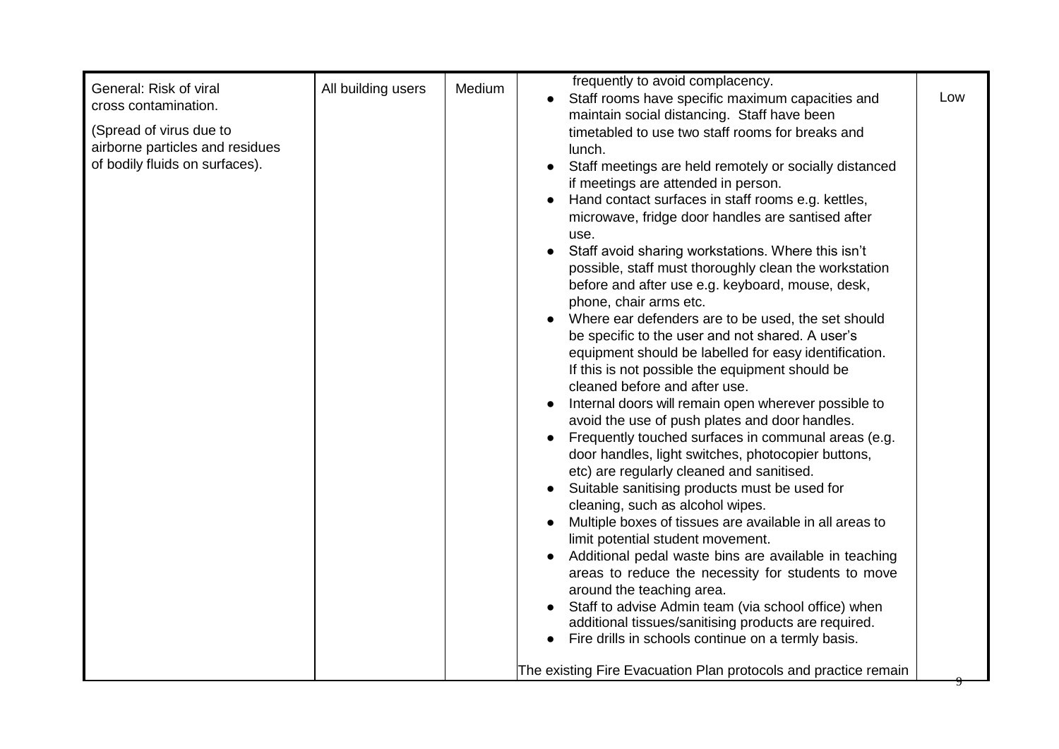| General: Risk of viral cross contamination.<br><br>(Spread of virus due to airborne particles and residues of bodily fluids on surfaces). | All building users | Medium | frequently to avoid complacency.<br>• Staff rooms have specific maximum capacities and maintain social distancing. Staff have been timetabled to use two staff rooms for breaks and lunch.<br>• Staff meetings are held remotely or socially distanced if meetings are attended in person.<br>• Hand contact surfaces in staff rooms e.g. kettles, microwave, fridge door handles are santised after use.<br>• Staff avoid sharing workstations. Where this isn't possible, staff must thoroughly clean the workstation before and after use e.g. keyboard, mouse, desk, phone, chair arms etc.<br>• Where ear defenders are to be used, the set should be specific to the user and not shared. A user's equipment should be labelled for easy identification. If this is not possible the equipment should be cleaned before and after use.<br>• Internal doors will remain open wherever possible to avoid the use of push plates and door handles.<br>• Frequently touched surfaces in communal areas (e.g. door handles, light switches, photocopier buttons, etc) are regularly cleaned and sanitised.<br>• Suitable sanitising products must be used for cleaning, such as alcohol wipes.<br>• Multiple boxes of tissues are available in all areas to limit potential student movement.<br>• Additional pedal waste bins are available in teaching areas to reduce the necessity for students to move around the teaching area.<br>• Staff to advise Admin team (via school office) when additional tissues/sanitising products are required.<br>• Fire drills in schools continue on a termly basis.<br><br>The existing Fire Evacuation Plan protocols and practice remain | Low |
|---|---|---|---|---|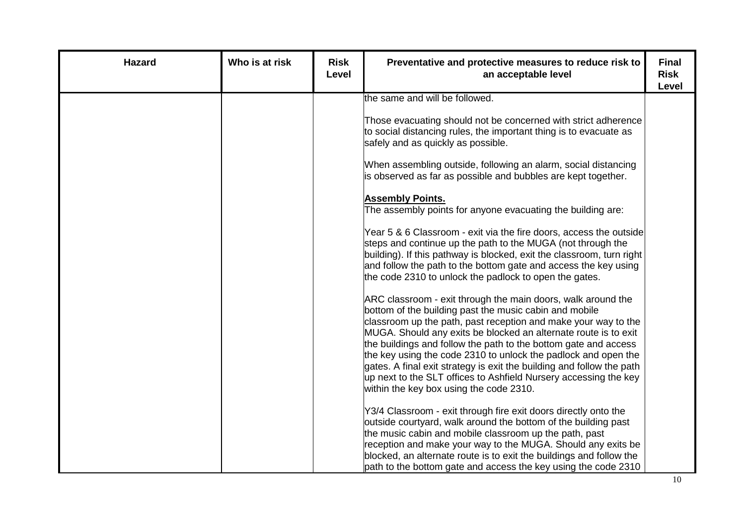| Hazard | Who is at risk | Risk Level | Preventative and protective measures to reduce risk to an acceptable level | Final Risk Level |
|---|---|---|---|---|
| | | | the same and will be followed.<br><br>Those evacuating should not be concerned with strict adherence to social distancing rules, the important thing is to evacuate as safely and as quickly as possible.<br><br>When assembling outside, following an alarm, social distancing is observed as far as possible and bubbles are kept together.<br><br>**Assembly Points.**<br>The assembly points for anyone evacuating the building are:<br><br>Year 5 & 6 Classroom - exit via the fire doors, access the outside steps and continue up the path to the MUGA (not through the building). If this pathway is blocked, exit the classroom, turn right and follow the path to the bottom gate and access the key using the code 2310 to unlock the padlock to open the gates.<br><br>ARC classroom - exit through the main doors, walk around the bottom of the building past the music cabin and mobile classroom up the path, past reception and make your way to the MUGA. Should any exits be blocked an alternate route is to exit the buildings and follow the path to the bottom gate and access the key using the code 2310 to unlock the padlock and open the gates. A final exit strategy is exit the building and follow the path up next to the SLT offices to Ashfield Nursery accessing the key within the key box using the code 2310.<br><br>Y3/4 Classroom - exit through fire exit doors directly onto the outside courtyard, walk around the bottom of the building past the music cabin and mobile classroom up the path, past reception and make your way to the MUGA. Should any exits be blocked, an alternate route is to exit the buildings and follow the path to the bottom gate and access the key using the code 2310 | |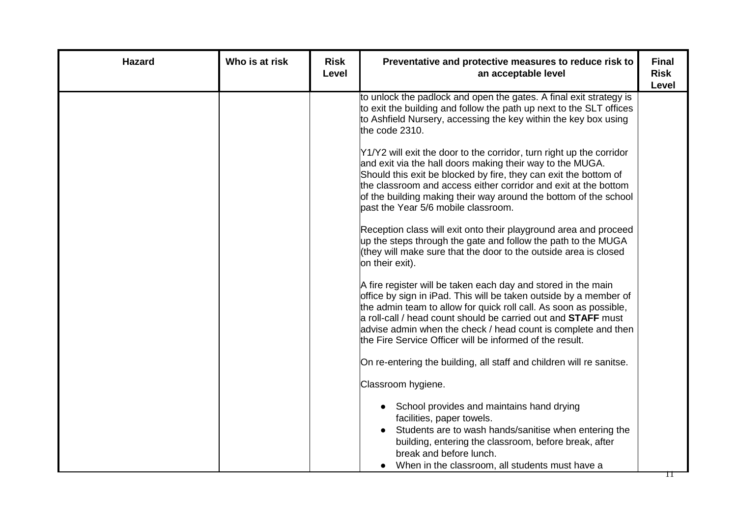| Hazard | Who is at risk | Risk Level | Preventative and protective measures to reduce risk to an acceptable level | Final Risk Level |
|---|---|---|---|---|
| | | | to unlock the padlock and open the gates. A final exit strategy is to exit the building and follow the path up next to the SLT offices to Ashfield Nursery, accessing the key within the key box using the code 2310.<br><br>Y1/Y2 will exit the door to the corridor, turn right up the corridor and exit via the hall doors making their way to the MUGA. Should this exit be blocked by fire, they can exit the bottom of the classroom and access either corridor and exit at the bottom of the building making their way around the bottom of the school past the Year 5/6 mobile classroom.<br><br>Reception class will exit onto their playground area and proceed up the steps through the gate and follow the path to the MUGA (they will make sure that the door to the outside area is closed on their exit).<br><br>A fire register will be taken each day and stored in the main office by sign in iPad. This will be taken outside by a member of the admin team to allow for quick roll call. As soon as possible, a roll-call / head count should be carried out and **STAFF** must advise admin when the check / head count is complete and then the Fire Service Officer will be informed of the result.<br><br>On re-entering the building, all staff and children will re sanitse.<br><br>Classroom hygiene.<br><br>• School provides and maintains hand drying facilities, paper towels.<br>• Students are to wash hands/sanitise when entering the building, entering the classroom, before break, after break and before lunch.<br>• When in the classroom, all students must have a | |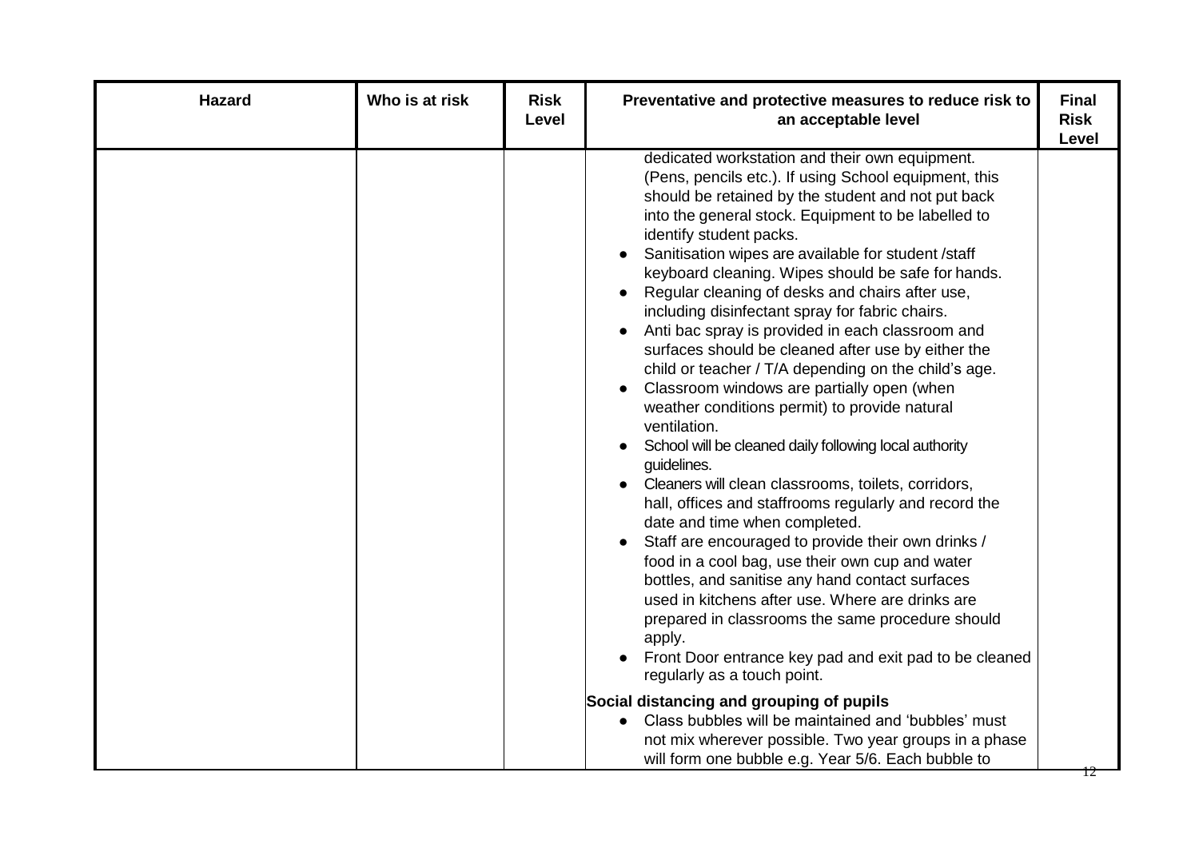| Hazard | Who is at risk | Risk Level | Preventative and protective measures to reduce risk to an acceptable level | Final Risk Level |
| --- | --- | --- | --- | --- |
| | | | dedicated workstation and their own equipment. (Pens, pencils etc.). If using School equipment, this should be retained by the student and not put back into the general stock. Equipment to be labelled to identify student packs.<br>• Sanitisation wipes are available for student /staff keyboard cleaning. Wipes should be safe for hands.<br>• Regular cleaning of desks and chairs after use, including disinfectant spray for fabric chairs.<br>• Anti bac spray is provided in each classroom and surfaces should be cleaned after use by either the child or teacher / T/A depending on the child's age.<br>• Classroom windows are partially open (when weather conditions permit) to provide natural ventilation.<br>• School will be cleaned daily following local authority guidelines.<br>• Cleaners will clean classrooms, toilets, corridors, hall, offices and staffrooms regularly and record the date and time when completed.<br>• Staff are encouraged to provide their own drinks / food in a cool bag, use their own cup and water bottles, and sanitise any hand contact surfaces used in kitchens after use. Where are drinks are prepared in classrooms the same procedure should apply.<br>• Front Door entrance key pad and exit pad to be cleaned regularly as a touch point.<br><br>**Social distancing and grouping of pupils**<br>• Class bubbles will be maintained and 'bubbles' must not mix wherever possible. Two year groups in a phase will form one bubble e.g. Year 5/6. Each bubble to | |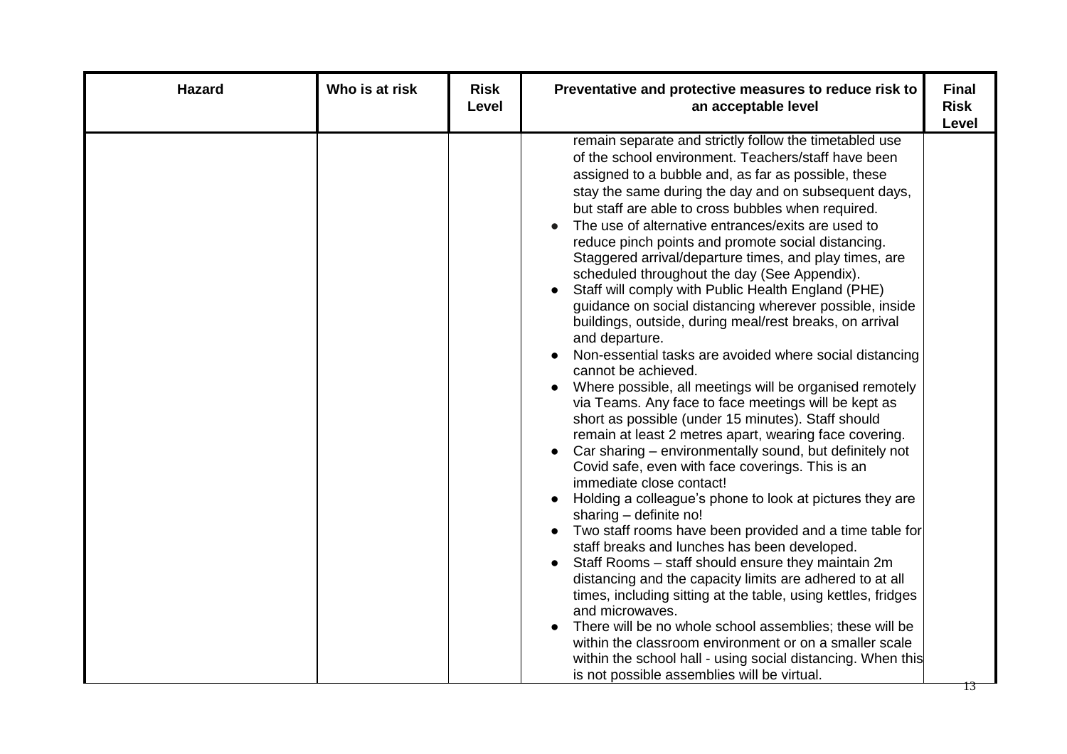| Hazard | Who is at risk | Risk Level | Preventative and protective measures to reduce risk to an acceptable level | Final Risk Level |
| --- | --- | --- | --- | --- |
| | | | remain separate and strictly follow the timetabled use of the school environment. Teachers/staff have been assigned to a bubble and, as far as possible, these stay the same during the day and on subsequent days, but staff are able to cross bubbles when required.<br>● The use of alternative entrances/exits are used to reduce pinch points and promote social distancing. Staggered arrival/departure times, and play times, are scheduled throughout the day (See Appendix).<br>● Staff will comply with Public Health England (PHE) guidance on social distancing wherever possible, inside buildings, outside, during meal/rest breaks, on arrival and departure.<br>● Non-essential tasks are avoided where social distancing cannot be achieved.<br>● Where possible, all meetings will be organised remotely via Teams. Any face to face meetings will be kept as short as possible (under 15 minutes). Staff should remain at least 2 metres apart, wearing face covering.<br>● Car sharing – environmentally sound, but definitely not Covid safe, even with face coverings. This is an immediate close contact!<br>● Holding a colleague's phone to look at pictures they are sharing – definite no!<br>● Two staff rooms have been provided and a time table for staff breaks and lunches has been developed.<br>● Staff Rooms – staff should ensure they maintain 2m distancing and the capacity limits are adhered to at all times, including sitting at the table, using kettles, fridges and microwaves.<br>● There will be no whole school assemblies; these will be within the classroom environment or on a smaller scale within the school hall - using social distancing. When this is not possible assemblies will be virtual. | |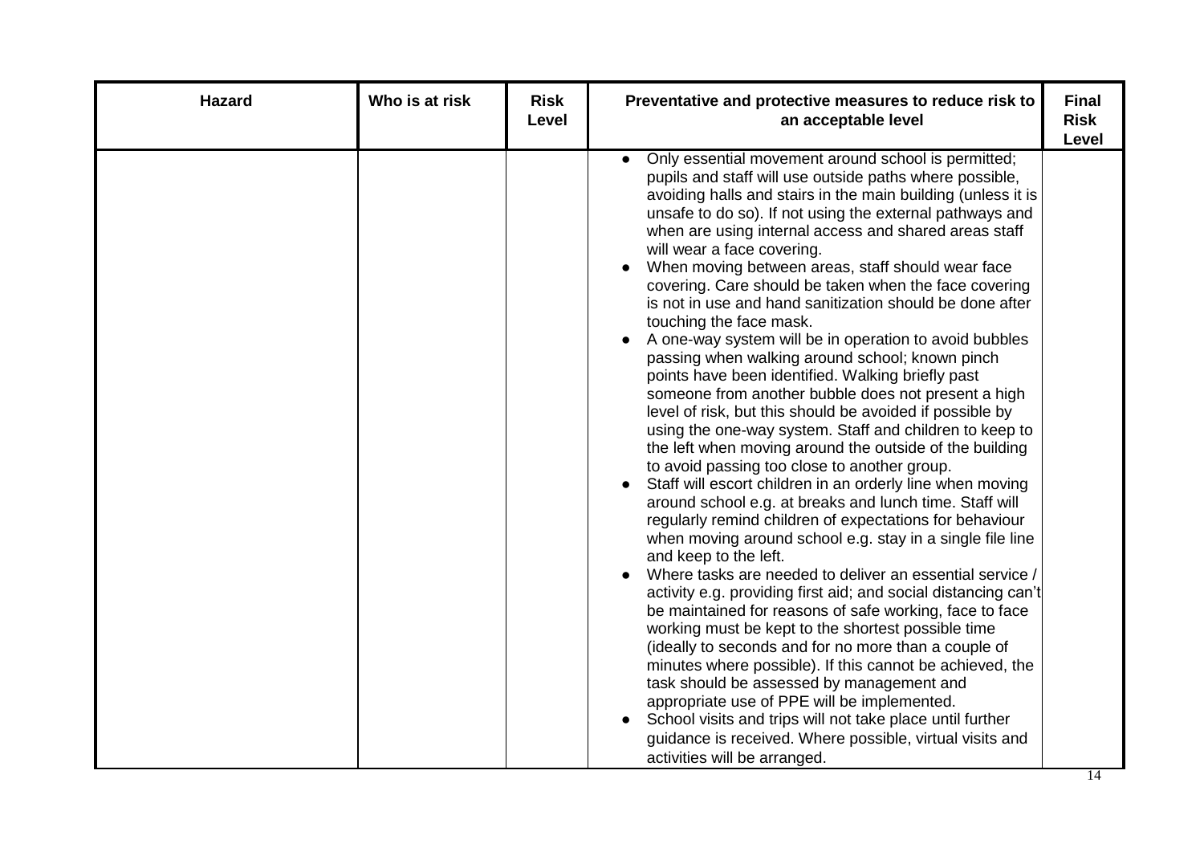| Hazard | Who is at risk | Risk Level | Preventative and protective measures to reduce risk to an acceptable level | Final Risk Level |
|---|---|---|---|---|
| | | | • Only essential movement around school is permitted; pupils and staff will use outside paths where possible, avoiding halls and stairs in the main building (unless it is unsafe to do so). If not using the external pathways and when are using internal access and shared areas staff will wear a face covering.<br>• When moving between areas, staff should wear face covering. Care should be taken when the face covering is not in use and hand sanitization should be done after touching the face mask.<br>• A one-way system will be in operation to avoid bubbles passing when walking around school; known pinch points have been identified. Walking briefly past someone from another bubble does not present a high level of risk, but this should be avoided if possible by using the one-way system. Staff and children to keep to the left when moving around the outside of the building to avoid passing too close to another group.<br>• Staff will escort children in an orderly line when moving around school e.g. at breaks and lunch time. Staff will regularly remind children of expectations for behaviour when moving around school e.g. stay in a single file line and keep to the left.<br>• Where tasks are needed to deliver an essential service / activity e.g. providing first aid; and social distancing can't be maintained for reasons of safe working, face to face working must be kept to the shortest possible time (ideally to seconds and for no more than a couple of minutes where possible). If this cannot be achieved, the task should be assessed by management and appropriate use of PPE will be implemented.<br>• School visits and trips will not take place until further guidance is received. Where possible, virtual visits and activities will be arranged. | |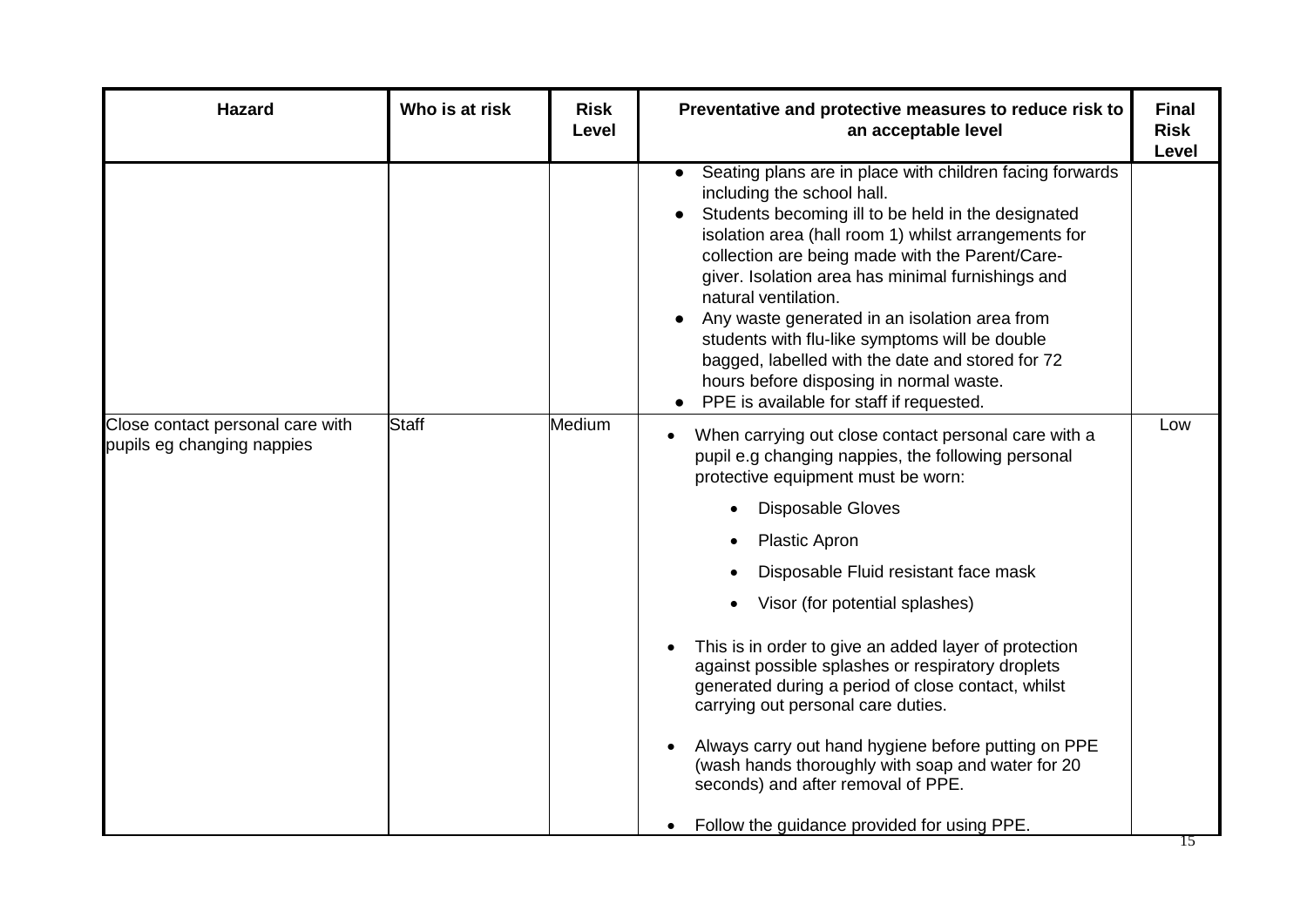| Hazard | Who is at risk | Risk Level | Preventative and protective measures to reduce risk to an acceptable level | Final Risk Level |
|---|---|---|---|---|
| | | | • Seating plans are in place with children facing forwards including the school hall.<br>• Students becoming ill to be held in the designated isolation area (hall room 1) whilst arrangements for collection are being made with the Parent/Care-giver. Isolation area has minimal furnishings and natural ventilation.<br>• Any waste generated in an isolation area from students with flu-like symptoms will be double bagged, labelled with the date and stored for 72 hours before disposing in normal waste.<br>• PPE is available for staff if requested. | |
| Close contact personal care with pupils eg changing nappies | Staff | Medium | • When carrying out close contact personal care with a pupil e.g changing nappies, the following personal protective equipment must be worn:<br>  ◦ Disposable Gloves<br>  ◦ Plastic Apron<br>  ◦ Disposable Fluid resistant face mask<br>  ◦ Visor (for potential splashes)<br>• This is in order to give an added layer of protection against possible splashes or respiratory droplets generated during a period of close contact, whilst carrying out personal care duties.<br>• Always carry out hand hygiene before putting on PPE (wash hands thoroughly with soap and water for 20 seconds) and after removal of PPE.<br>• Follow the guidance provided for using PPE. | Low |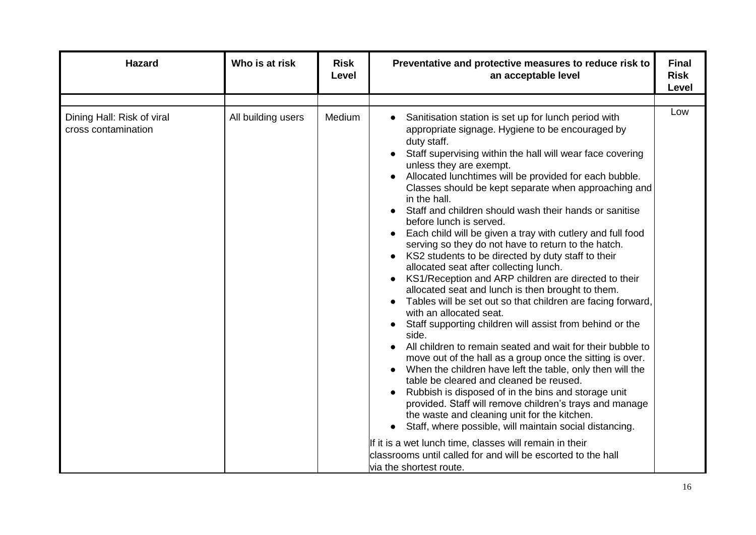| Hazard | Who is at risk | Risk Level | Preventative and protective measures to reduce risk to an acceptable level | Final Risk Level |
|---|---|---|---|---|
| | | | | |
| Dining Hall: Risk of viral cross contamination | All building users | Medium | • Sanitisation station is set up for lunch period with appropriate signage. Hygiene to be encouraged by duty staff.<br>• Staff supervising within the hall will wear face covering unless they are exempt.<br>• Allocated lunchtimes will be provided for each bubble. Classes should be kept separate when approaching and in the hall.<br>• Staff and children should wash their hands or sanitise before lunch is served.<br>• Each child will be given a tray with cutlery and full food serving so they do not have to return to the hatch.<br>• KS2 students to be directed by duty staff to their allocated seat after collecting lunch.<br>• KS1/Reception and ARP children are directed to their allocated seat and lunch is then brought to them.<br>• Tables will be set out so that children are facing forward, with an allocated seat.<br>• Staff supporting children will assist from behind or the side.<br>• All children to remain seated and wait for their bubble to move out of the hall as a group once the sitting is over.<br>• When the children have left the table, only then will the table be cleared and cleaned be reused.<br>• Rubbish is disposed of in the bins and storage unit provided. Staff will remove children's trays and manage the waste and cleaning unit for the kitchen.<br>• Staff, where possible, will maintain social distancing.<br><br>If it is a wet lunch time, classes will remain in their classrooms until called for and will be escorted to the hall via the shortest route. | Low |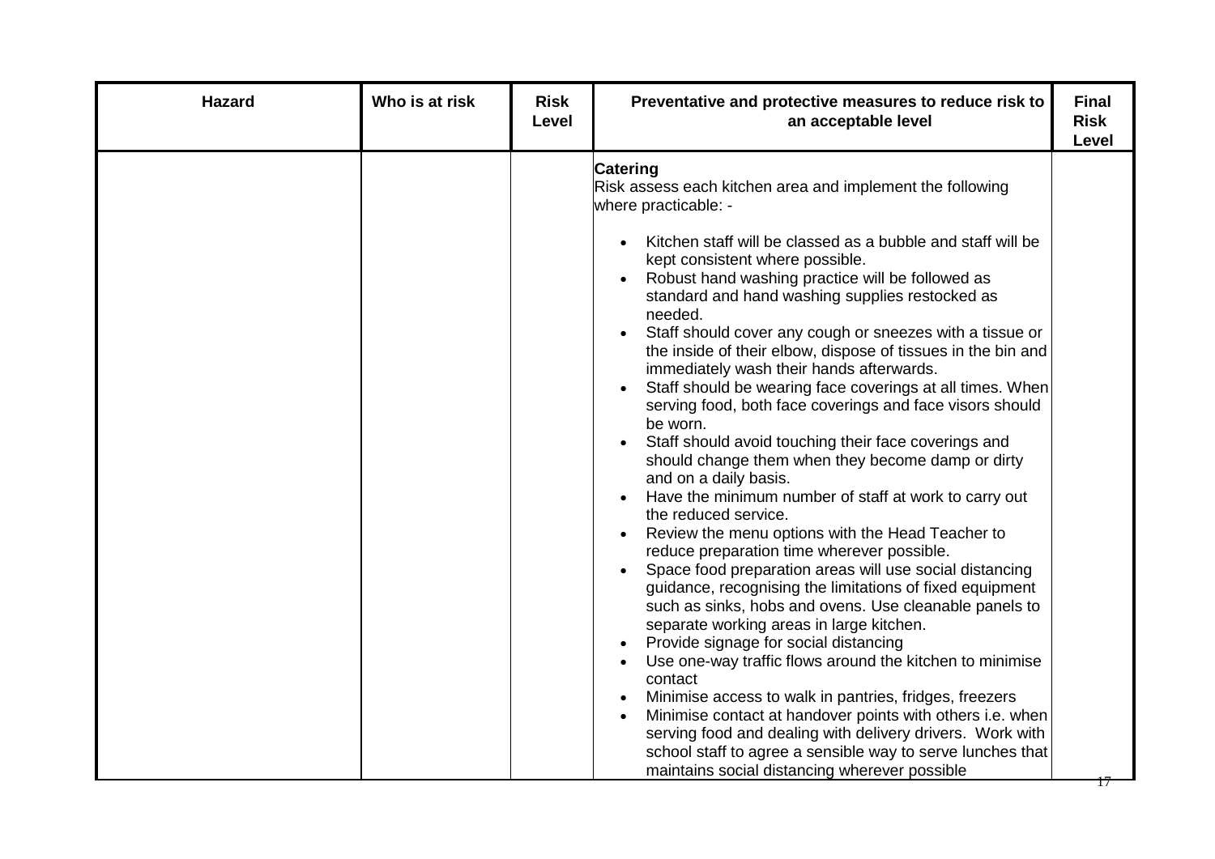| Hazard | Who is at risk | Risk Level | Preventative and protective measures to reduce risk to an acceptable level | Final Risk Level |
|---|---|---|---|---|
| | | | **Catering**<br>Risk assess each kitchen area and implement the following where practicable: -<br><br>• Kitchen staff will be classed as a bubble and staff will be kept consistent where possible.<br>• Robust hand washing practice will be followed as standard and hand washing supplies restocked as needed.<br>• Staff should cover any cough or sneezes with a tissue or the inside of their elbow, dispose of tissues in the bin and immediately wash their hands afterwards.<br>• Staff should be wearing face coverings at all times. When serving food, both face coverings and face visors should be worn.<br>• Staff should avoid touching their face coverings and should change them when they become damp or dirty and on a daily basis.<br>• Have the minimum number of staff at work to carry out the reduced service.<br>• Review the menu options with the Head Teacher to reduce preparation time wherever possible.<br>• Space food preparation areas will use social distancing guidance, recognising the limitations of fixed equipment such as sinks, hobs and ovens. Use cleanable panels to separate working areas in large kitchen.<br>• Provide signage for social distancing<br>• Use one-way traffic flows around the kitchen to minimise contact<br>• Minimise access to walk in pantries, fridges, freezers<br>• Minimise contact at handover points with others i.e. when serving food and dealing with delivery drivers. Work with school staff to agree a sensible way to serve lunches that maintains social distancing wherever possible | |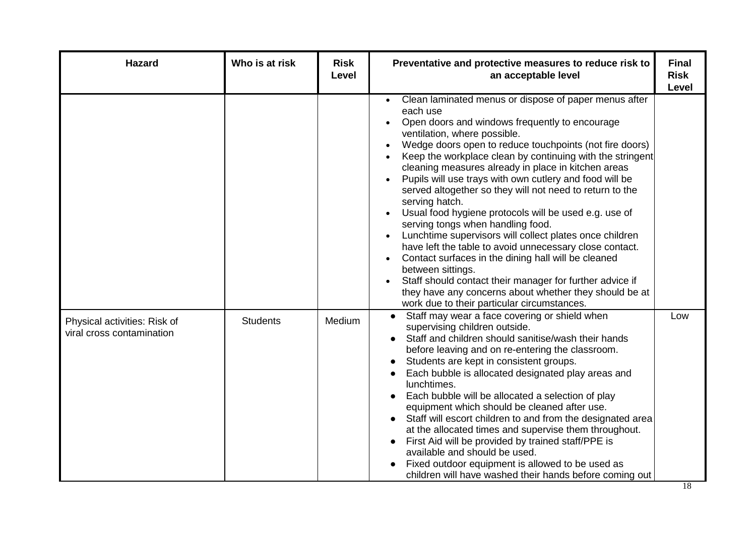| Hazard | Who is at risk | Risk Level | Preventative and protective measures to reduce risk to an acceptable level | Final Risk Level |
|---|---|---|---|---|
| | | | • Clean laminated menus or dispose of paper menus after each use<br>• Open doors and windows frequently to encourage ventilation, where possible.<br>• Wedge doors open to reduce touchpoints (not fire doors)<br>• Keep the workplace clean by continuing with the stringent cleaning measures already in place in kitchen areas<br>• Pupils will use trays with own cutlery and food will be served altogether so they will not need to return to the serving hatch.<br>• Usual food hygiene protocols will be used e.g. use of serving tongs when handling food.<br>• Lunchtime supervisors will collect plates once children have left the table to avoid unnecessary close contact.<br>• Contact surfaces in the dining hall will be cleaned between sittings.<br>• Staff should contact their manager for further advice if they have any concerns about whether they should be at work due to their particular circumstances. | |
| Physical activities: Risk of viral cross contamination | Students | Medium | • Staff may wear a face covering or shield when supervising children outside.<br>• Staff and children should sanitise/wash their hands before leaving and on re-entering the classroom.<br>• Students are kept in consistent groups.<br>• Each bubble is allocated designated play areas and lunchtimes.<br>• Each bubble will be allocated a selection of play equipment which should be cleaned after use.<br>• Staff will escort children to and from the designated area at the allocated times and supervise them throughout.<br>• First Aid will be provided by trained staff/PPE is available and should be used.<br>• Fixed outdoor equipment is allowed to be used as children will have washed their hands before coming out | Low |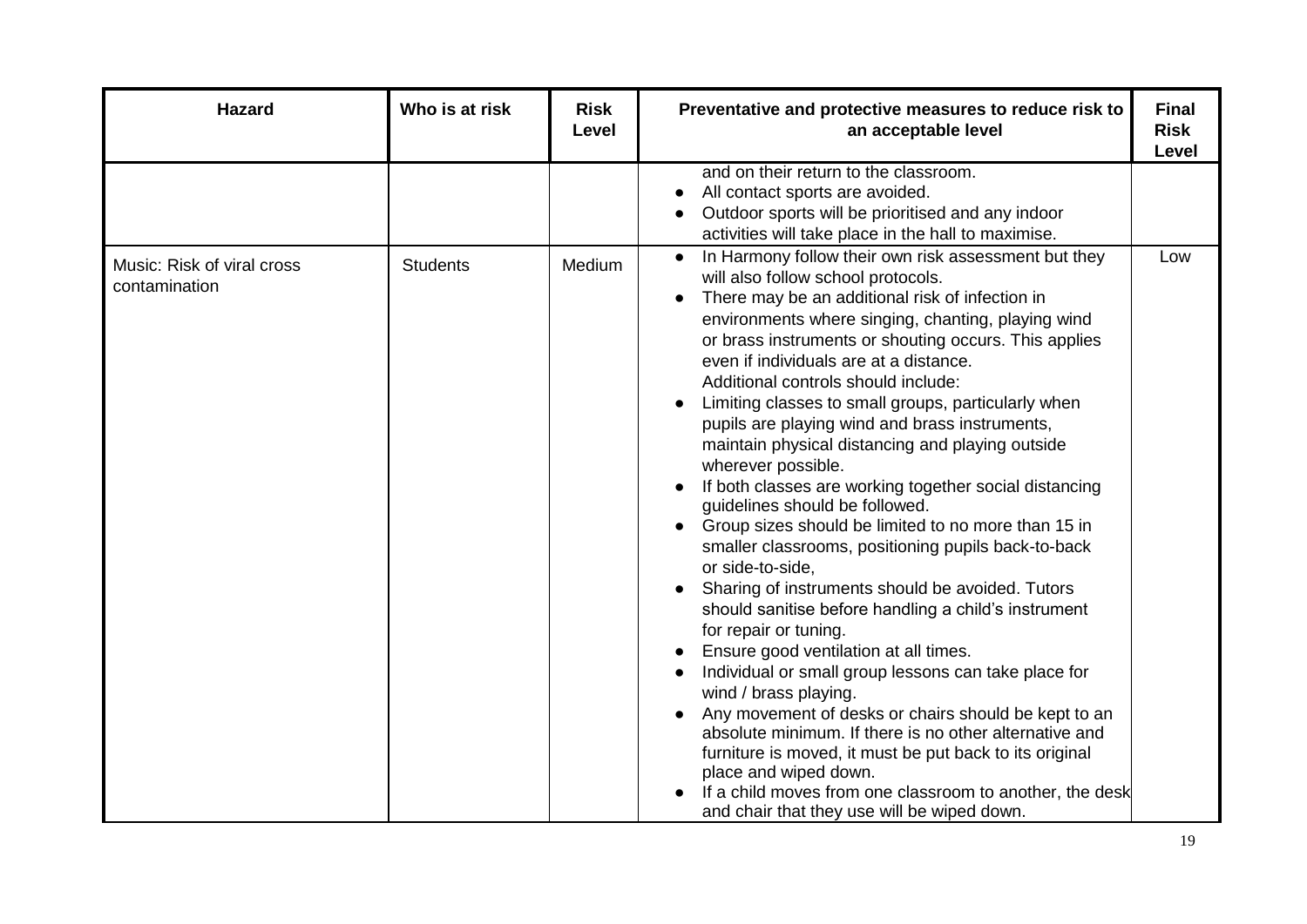| Hazard | Who is at risk | Risk Level | Preventative and protective measures to reduce risk to an acceptable level | Final Risk Level |
|---|---|---|---|---|
| | | | and on their return to the classroom.<br>● All contact sports are avoided.<br>● Outdoor sports will be prioritised and any indoor activities will take place in the hall to maximise. | |
| Music: Risk of viral cross contamination | Students | Medium | ● In Harmony follow their own risk assessment but they will also follow school protocols.<br>● There may be an additional risk of infection in environments where singing, chanting, playing wind or brass instruments or shouting occurs. This applies even if individuals are at a distance.<br>Additional controls should include:<br>● Limiting classes to small groups, particularly when pupils are playing wind and brass instruments, maintain physical distancing and playing outside wherever possible.<br>● If both classes are working together social distancing guidelines should be followed.<br>● Group sizes should be limited to no more than 15 in smaller classrooms, positioning pupils back-to-back or side-to-side,<br>● Sharing of instruments should be avoided. Tutors should sanitise before handling a child's instrument for repair or tuning.<br>● Ensure good ventilation at all times.<br>● Individual or small group lessons can take place for wind / brass playing.<br>● Any movement of desks or chairs should be kept to an absolute minimum. If there is no other alternative and furniture is moved, it must be put back to its original place and wiped down.<br>● If a child moves from one classroom to another, the desk and chair that they use will be wiped down. | Low |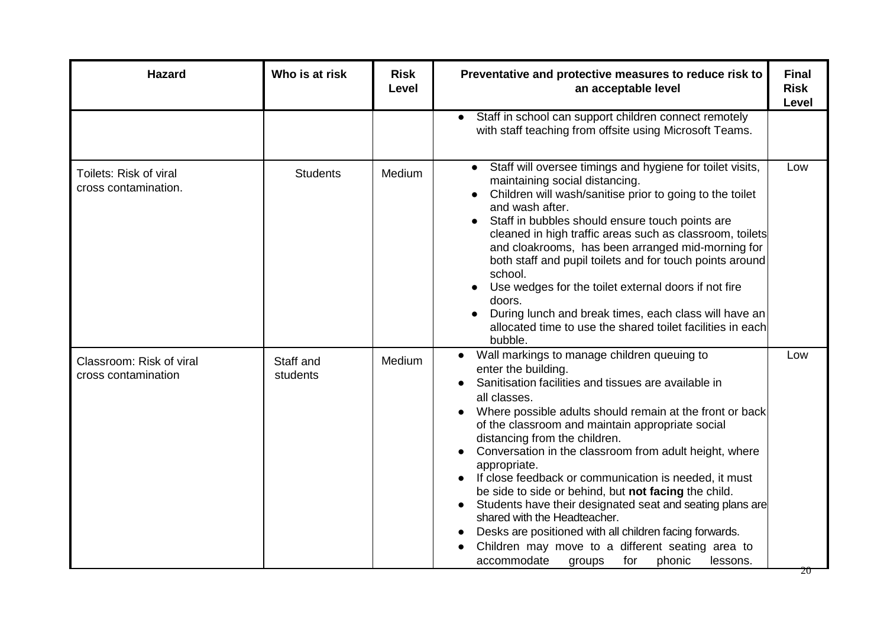| Hazard | Who is at risk | Risk Level | Preventative and protective measures to reduce risk to an acceptable level | Final Risk Level |
|---|---|---|---|---|
| | | | • Staff in school can support children connect remotely with staff teaching from offsite using Microsoft Teams. | |
| Toilets: Risk of viral cross contamination. | Students | Medium | • Staff will oversee timings and hygiene for toilet visits, maintaining social distancing.<br>• Children will wash/sanitise prior to going to the toilet and wash after.<br>• Staff in bubbles should ensure touch points are cleaned in high traffic areas such as classroom, toilets and cloakrooms, has been arranged mid-morning for both staff and pupil toilets and for touch points around school.<br>• Use wedges for the toilet external doors if not fire doors.<br>• During lunch and break times, each class will have an allocated time to use the shared toilet facilities in each bubble. | Low |
| Classroom: Risk of viral cross contamination | Staff and students | Medium | • Wall markings to manage children queuing to enter the building.<br>• Sanitisation facilities and tissues are available in all classes.<br>• Where possible adults should remain at the front or back of the classroom and maintain appropriate social distancing from the children.<br>• Conversation in the classroom from adult height, where appropriate.<br>• If close feedback or communication is needed, it must be side to side or behind, but **not facing** the child.<br>• Students have their designated seat and seating plans are shared with the Headteacher.<br>• Desks are positioned with all children facing forwards.<br>• Children may move to a different seating area to accommodate groups for phonic lessons. | Low |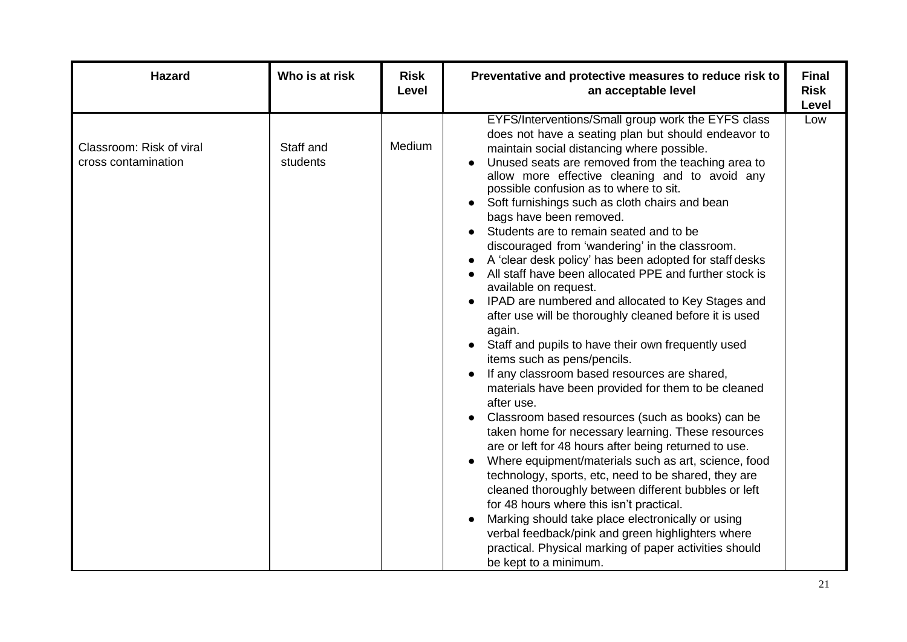| Hazard | Who is at risk | Risk Level | Preventative and protective measures to reduce risk to an acceptable level | Final Risk Level |
|---|---|---|---|---|
| Classroom: Risk of viral cross contamination | Staff and students | Medium | EYFS/Interventions/Small group work the EYFS class does not have a seating plan but should endeavor to maintain social distancing where possible.<br>● Unused seats are removed from the teaching area to allow more effective cleaning and to avoid any possible confusion as to where to sit.<br>● Soft furnishings such as cloth chairs and bean bags have been removed.<br>● Students are to remain seated and to be discouraged from 'wandering' in the classroom.<br>● A 'clear desk policy' has been adopted for staff desks<br>● All staff have been allocated PPE and further stock is available on request.<br>● IPAD are numbered and allocated to Key Stages and after use will be thoroughly cleaned before it is used again.<br>● Staff and pupils to have their own frequently used items such as pens/pencils.<br>● If any classroom based resources are shared, materials have been provided for them to be cleaned after use.<br>● Classroom based resources (such as books) can be taken home for necessary learning. These resources are or left for 48 hours after being returned to use.<br>● Where equipment/materials such as art, science, food technology, sports, etc, need to be shared, they are cleaned thoroughly between different bubbles or left for 48 hours where this isn't practical.<br>● Marking should take place electronically or using verbal feedback/pink and green highlighters where practical. Physical marking of paper activities should be kept to a minimum. | Low |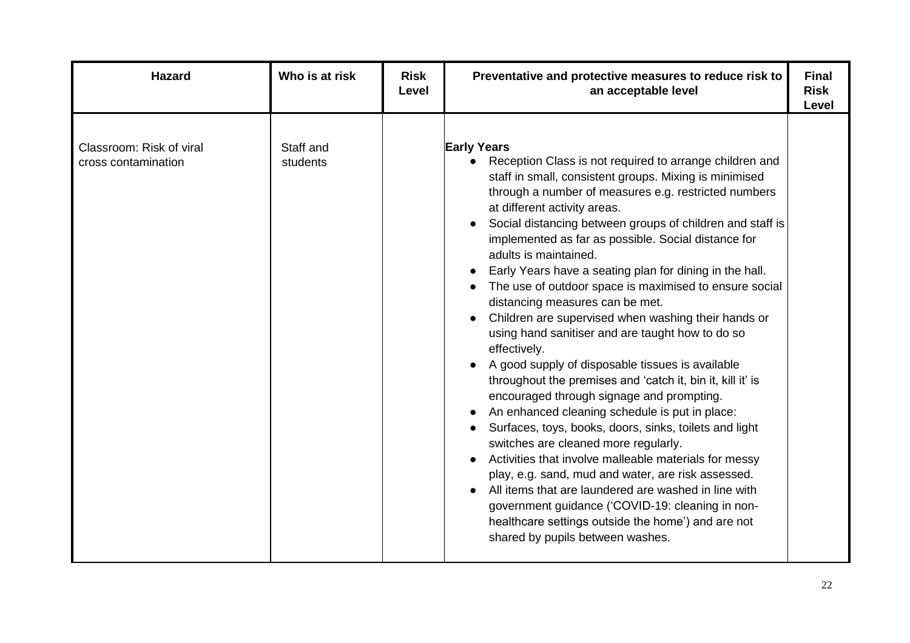| Hazard | Who is at risk | Risk Level | Preventative and protective measures to reduce risk to an acceptable level | Final Risk Level |
|---|---|---|---|---|
| Classroom: Risk of viral cross contamination | Staff and students | | **Early Years**<br>• Reception Class is not required to arrange children and staff in small, consistent groups. Mixing is minimised through a number of measures e.g. restricted numbers at different activity areas.<br>• Social distancing between groups of children and staff is implemented as far as possible. Social distance for adults is maintained.<br>• Early Years have a seating plan for dining in the hall.<br>• The use of outdoor space is maximised to ensure social distancing measures can be met.<br>• Children are supervised when washing their hands or using hand sanitiser and are taught how to do so effectively.<br>• A good supply of disposable tissues is available throughout the premises and 'catch it, bin it, kill it' is encouraged through signage and prompting.<br>• An enhanced cleaning schedule is put in place:<br>• Surfaces, toys, books, doors, sinks, toilets and light switches are cleaned more regularly.<br>• Activities that involve malleable materials for messy play, e.g. sand, mud and water, are risk assessed.<br>• All items that are laundered are washed in line with government guidance ('COVID-19: cleaning in non-healthcare settings outside the home') and are not shared by pupils between washes. | |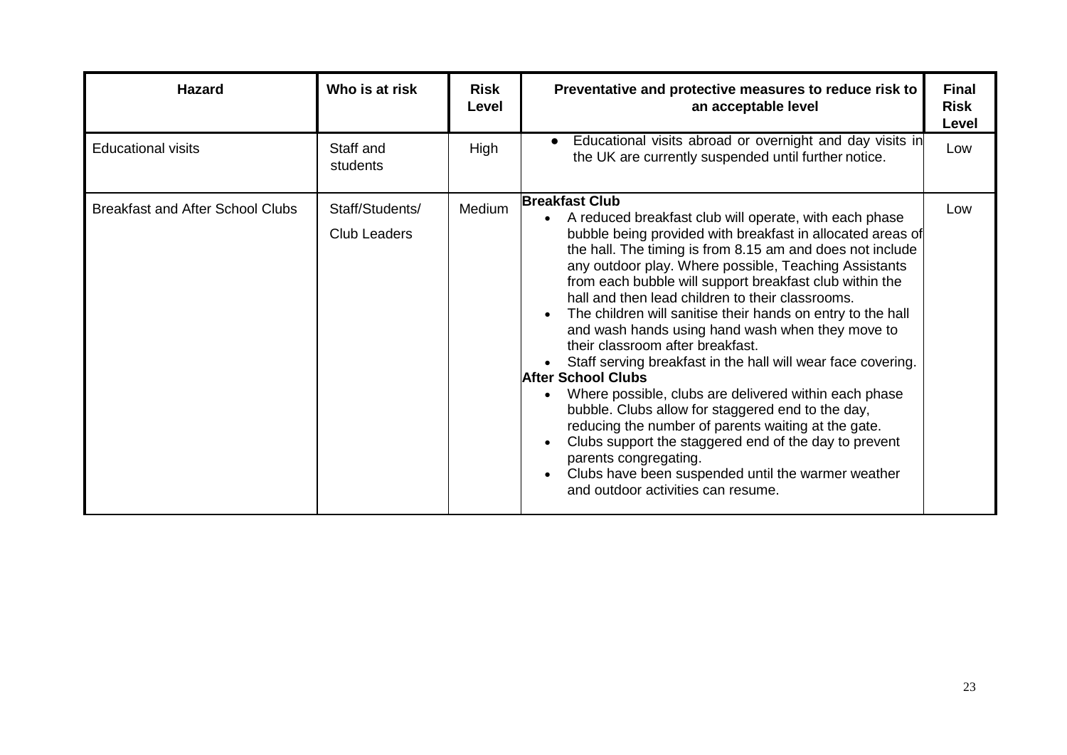| Hazard | Who is at risk | Risk Level | Preventative and protective measures to reduce risk to an acceptable level | Final Risk Level |
|---|---|---|---|---|
| Educational visits | Staff and students | High | • Educational visits abroad or overnight and day visits in the UK are currently suspended until further notice. | Low |
| Breakfast and After School Clubs | Staff/Students/ Club Leaders | Medium | **Breakfast Club**<br>• A reduced breakfast club will operate, with each phase bubble being provided with breakfast in allocated areas of the hall. The timing is from 8.15 am and does not include any outdoor play. Where possible, Teaching Assistants from each bubble will support breakfast club within the hall and then lead children to their classrooms.<br>• The children will sanitise their hands on entry to the hall and wash hands using hand wash when they move to their classroom after breakfast.<br>• Staff serving breakfast in the hall will wear face covering.<br>**After School Clubs**<br>• Where possible, clubs are delivered within each phase bubble. Clubs allow for staggered end to the day, reducing the number of parents waiting at the gate.<br>• Clubs support the staggered end of the day to prevent parents congregating.<br>• Clubs have been suspended until the warmer weather and outdoor activities can resume. | Low |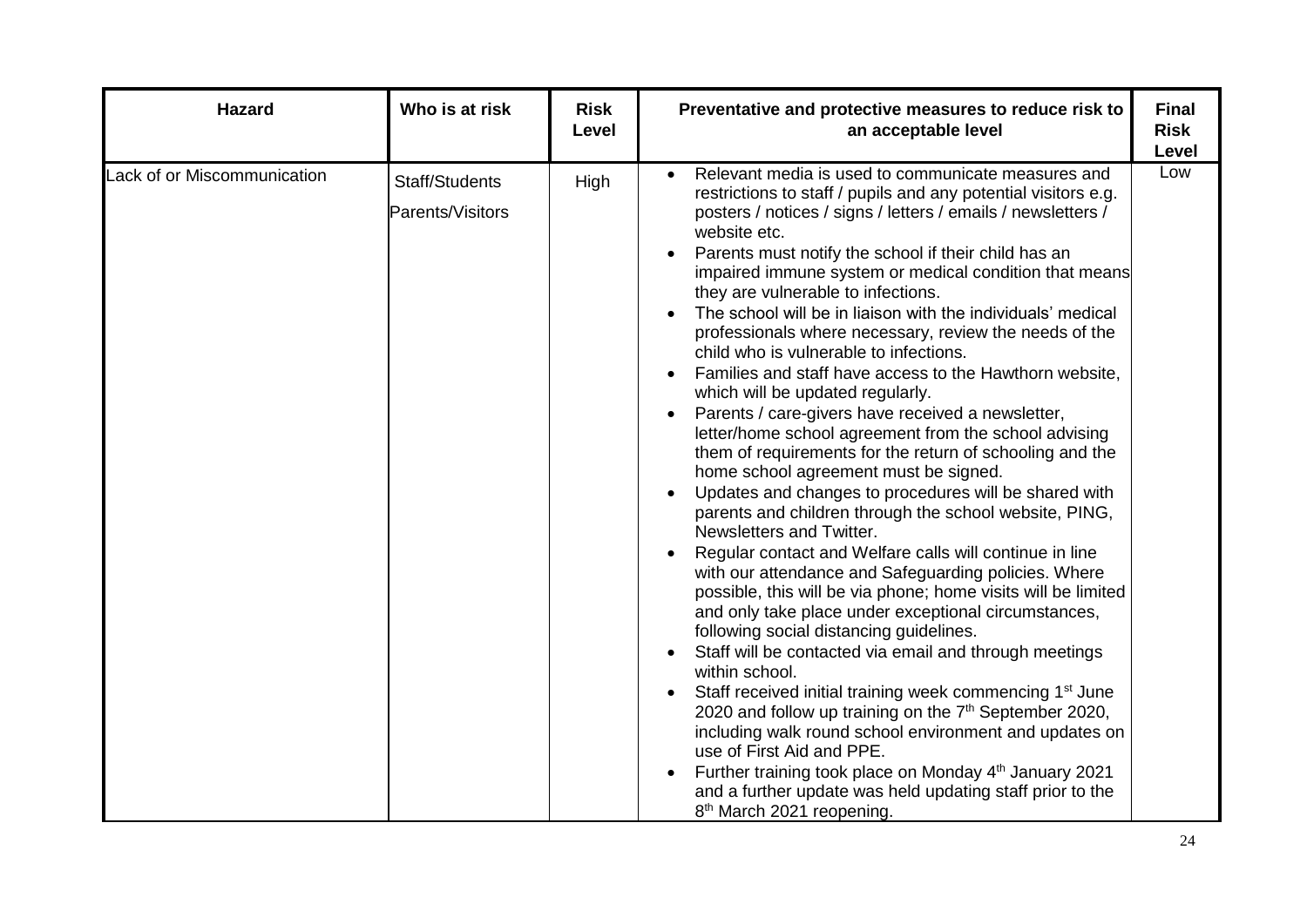| Hazard | Who is at risk | Risk Level | Preventative and protective measures to reduce risk to an acceptable level | Final Risk Level |
| --- | --- | --- | --- | --- |
| Lack of or Miscommunication | Staff/Students<br>Parents/Visitors | High | • Relevant media is used to communicate measures and restrictions to staff / pupils and any potential visitors e.g. posters / notices / signs / letters / emails / newsletters / website etc.<br>• Parents must notify the school if their child has an impaired immune system or medical condition that means they are vulnerable to infections.<br>• The school will be in liaison with the individuals' medical professionals where necessary, review the needs of the child who is vulnerable to infections.<br>• Families and staff have access to the Hawthorn website, which will be updated regularly.<br>• Parents / care-givers have received a newsletter, letter/home school agreement from the school advising them of requirements for the return of schooling and the home school agreement must be signed.<br>• Updates and changes to procedures will be shared with parents and children through the school website, PING, Newsletters and Twitter.<br>• Regular contact and Welfare calls will continue in line with our attendance and Safeguarding policies. Where possible, this will be via phone; home visits will be limited and only take place under exceptional circumstances, following social distancing guidelines.<br>• Staff will be contacted via email and through meetings within school.<br>• Staff received initial training week commencing 1st June 2020 and follow up training on the 7th September 2020, including walk round school environment and updates on use of First Aid and PPE.<br>• Further training took place on Monday 4th January 2021 and a further update was held updating staff prior to the 8th March 2021 reopening. | Low |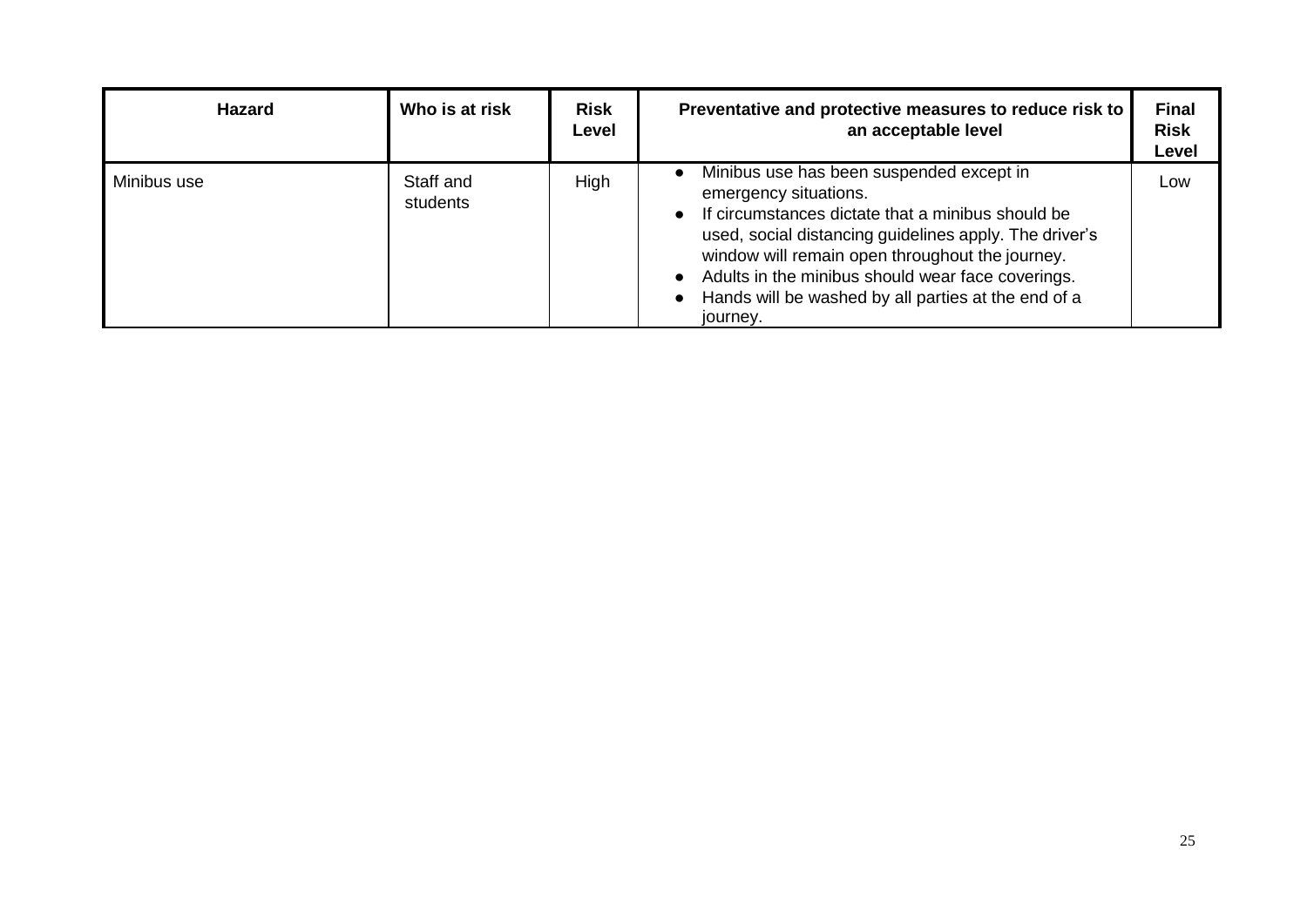| Hazard | Who is at risk | Risk Level | Preventative and protective measures to reduce risk to an acceptable level | Final Risk Level |
|---|---|---|---|---|
| Minibus use | Staff and students | High | • Minibus use has been suspended except in emergency situations.<br>• If circumstances dictate that a minibus should be used, social distancing guidelines apply. The driver's window will remain open throughout the journey.<br>• Adults in the minibus should wear face coverings.<br>• Hands will be washed by all parties at the end of a journey. | Low |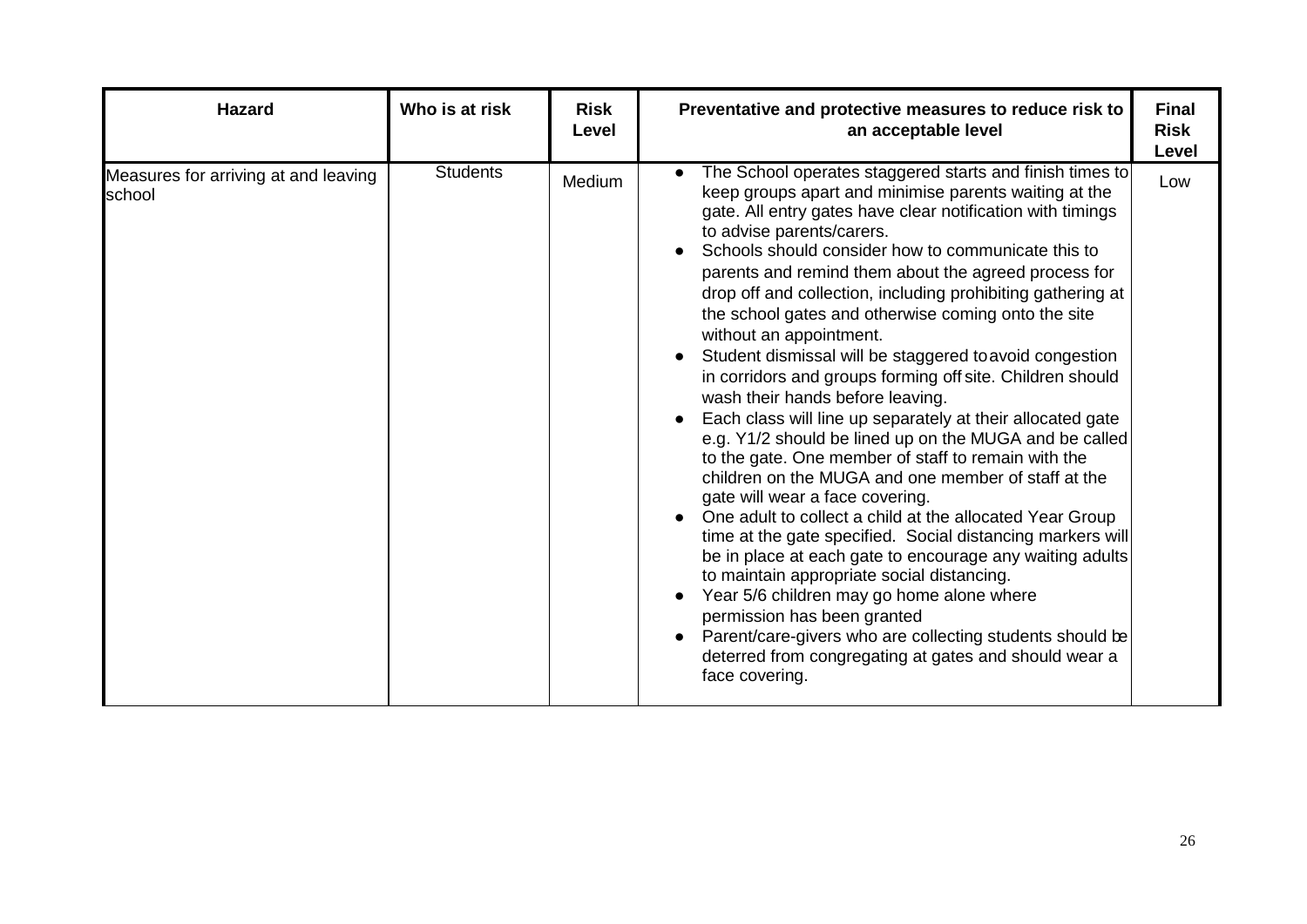| Hazard | Who is at risk | Risk Level | Preventative and protective measures to reduce risk to an acceptable level | Final Risk Level |
|---|---|---|---|---|
| Measures for arriving at and leaving school | Students | Medium | • The School operates staggered starts and finish times to keep groups apart and minimise parents waiting at the gate. All entry gates have clear notification with timings to advise parents/carers.<br>• Schools should consider how to communicate this to parents and remind them about the agreed process for drop off and collection, including prohibiting gathering at the school gates and otherwise coming onto the site without an appointment.<br>• Student dismissal will be staggered to avoid congestion in corridors and groups forming off site. Children should wash their hands before leaving.<br>• Each class will line up separately at their allocated gate e.g. Y1/2 should be lined up on the MUGA and be called to the gate. One member of staff to remain with the children on the MUGA and one member of staff at the gate will wear a face covering.<br>• One adult to collect a child at the allocated Year Group time at the gate specified. Social distancing markers will be in place at each gate to encourage any waiting adults to maintain appropriate social distancing.<br>• Year 5/6 children may go home alone where permission has been granted<br>• Parent/care-givers who are collecting students should be deterred from congregating at gates and should wear a face covering. | Low |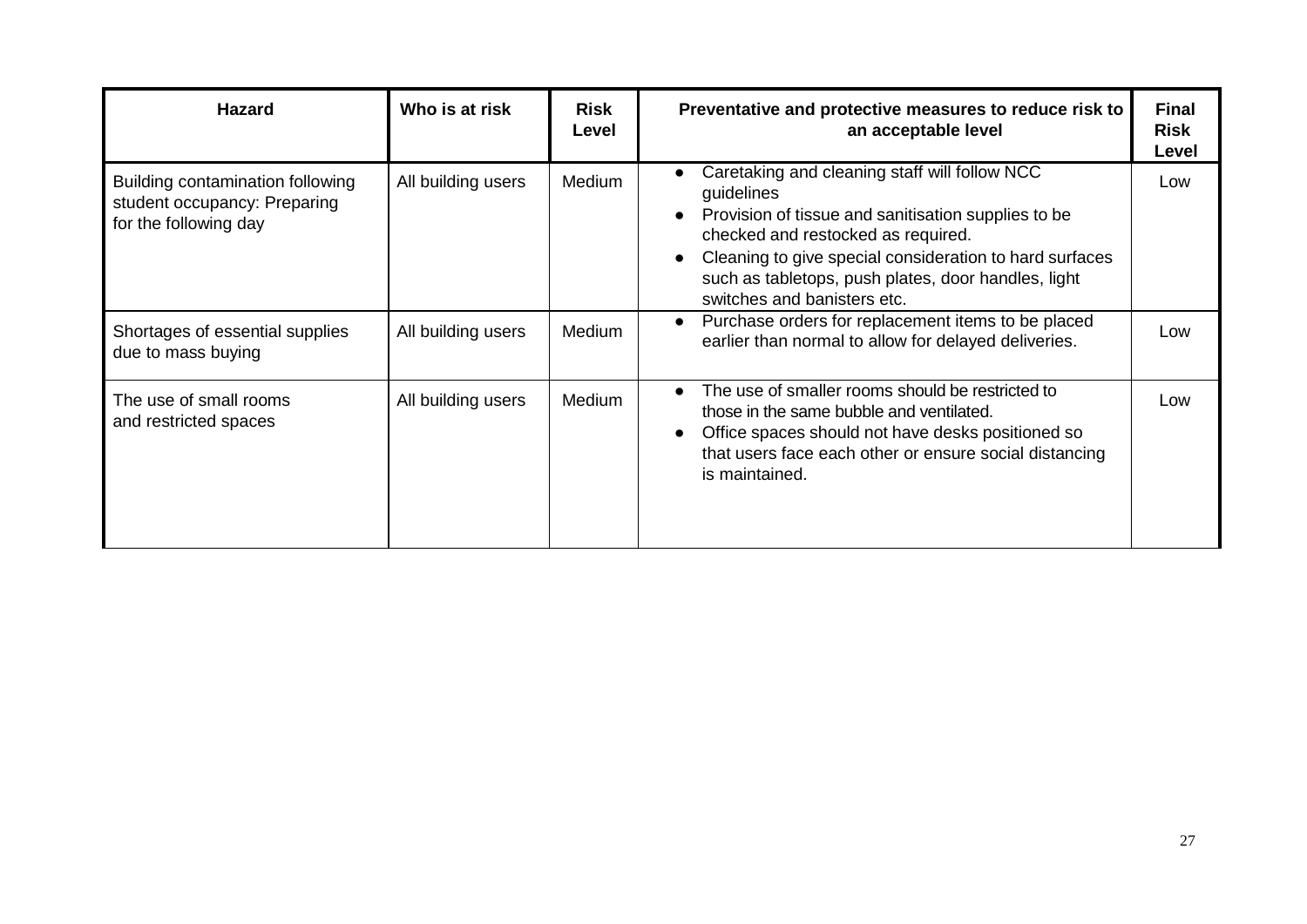| Hazard | Who is at risk | Risk Level | Preventative and protective measures to reduce risk to an acceptable level | Final Risk Level |
|---|---|---|---|---|
| Building contamination following student occupancy: Preparing for the following day | All building users | Medium | • Caretaking and cleaning staff will follow NCC guidelines<br>• Provision of tissue and sanitisation supplies to be checked and restocked as required.<br>• Cleaning to give special consideration to hard surfaces such as tabletops, push plates, door handles, light switches and banisters etc. | Low |
| Shortages of essential supplies due to mass buying | All building users | Medium | • Purchase orders for replacement items to be placed earlier than normal to allow for delayed deliveries. | Low |
| The use of small rooms and restricted spaces | All building users | Medium | • The use of smaller rooms should be restricted to those in the same bubble and ventilated.<br>• Office spaces should not have desks positioned so that users face each other or ensure social distancing is maintained. | Low |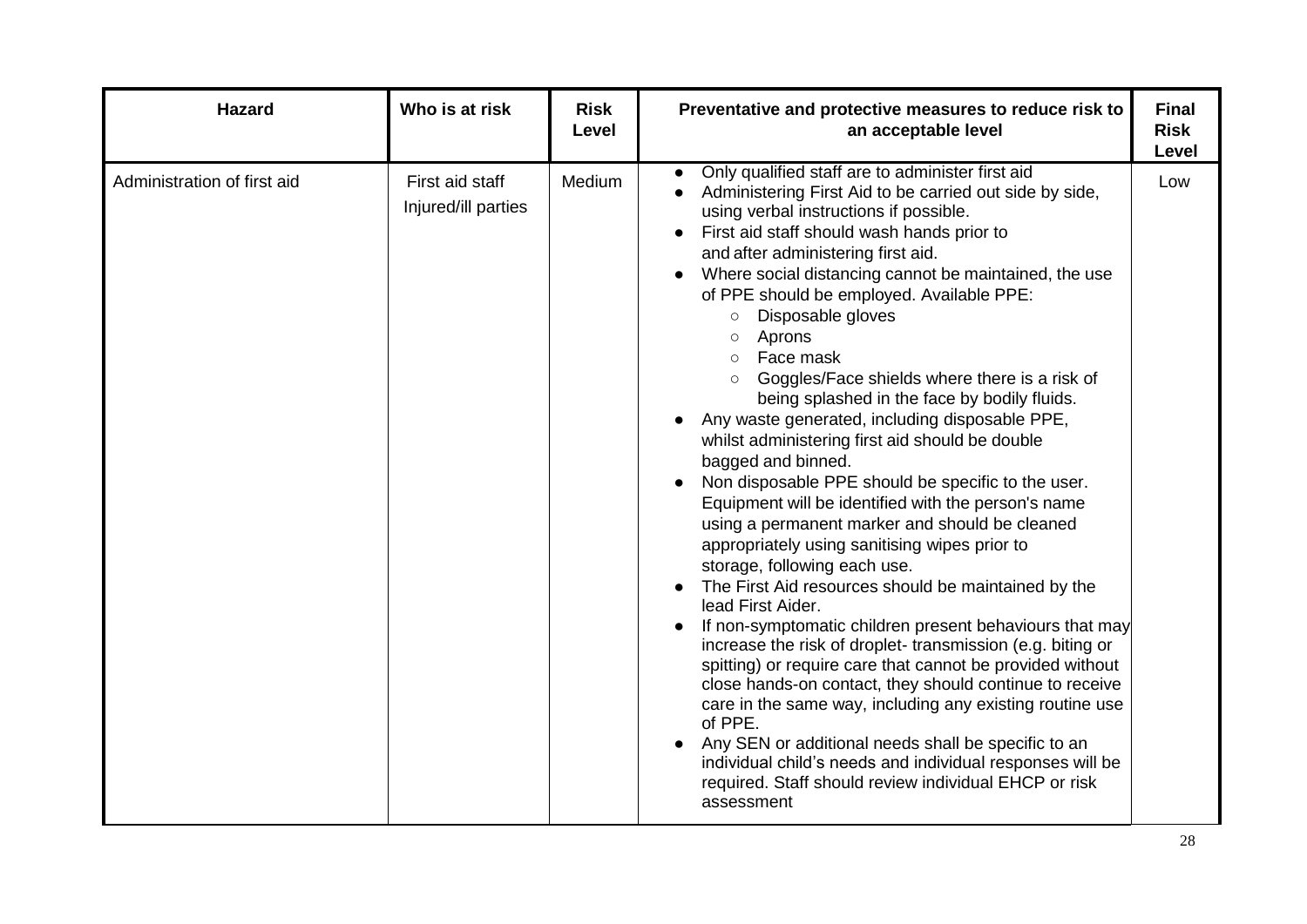| Hazard | Who is at risk | Risk Level | Preventative and protective measures to reduce risk to an acceptable level | Final Risk Level |
|---|---|---|---|---|
| Administration of first aid | First aid staff<br>Injured/ill parties | Medium | • Only qualified staff are to administer first aid<br>• Administering First Aid to be carried out side by side, using verbal instructions if possible.<br>• First aid staff should wash hands prior to and after administering first aid.<br>• Where social distancing cannot be maintained, the use of PPE should be employed. Available PPE:<br>&nbsp;&nbsp;○ Disposable gloves<br>&nbsp;&nbsp;○ Aprons<br>&nbsp;&nbsp;○ Face mask<br>&nbsp;&nbsp;○ Goggles/Face shields where there is a risk of being splashed in the face by bodily fluids.<br>• Any waste generated, including disposable PPE, whilst administering first aid should be double bagged and binned.<br>• Non disposable PPE should be specific to the user. Equipment will be identified with the person's name using a permanent marker and should be cleaned appropriately using sanitising wipes prior to storage, following each use.<br>• The First Aid resources should be maintained by the lead First Aider.<br>• If non-symptomatic children present behaviours that may increase the risk of droplet- transmission (e.g. biting or spitting) or require care that cannot be provided without close hands-on contact, they should continue to receive care in the same way, including any existing routine use of PPE.<br>• Any SEN or additional needs shall be specific to an individual child's needs and individual responses will be required. Staff should review individual EHCP or risk assessment | Low |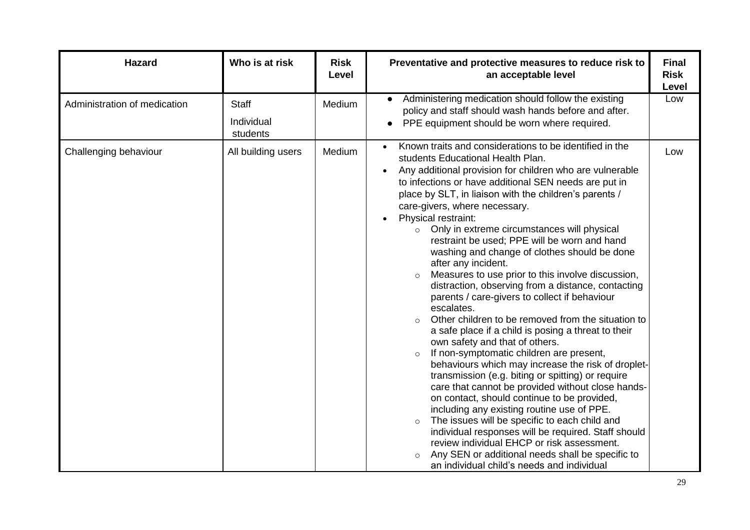| Hazard | Who is at risk | Risk Level | Preventative and protective measures to reduce risk to an acceptable level | Final Risk Level |
|---|---|---|---|---|
| Administration of medication | Staff<br>Individual students | Medium | • Administering medication should follow the existing policy and staff should wash hands before and after.<br>• PPE equipment should be worn where required. | Low |
| Challenging behaviour | All building users | Medium | • Known traits and considerations to be identified in the students Educational Health Plan.<br>• Any additional provision for children who are vulnerable to infections or have additional SEN needs are put in place by SLT, in liaison with the children's parents / care-givers, where necessary.<br>• Physical restraint:<br>&nbsp;&nbsp;&nbsp;&nbsp;○ Only in extreme circumstances will physical restraint be used; PPE will be worn and hand washing and change of clothes should be done after any incident.<br>&nbsp;&nbsp;&nbsp;&nbsp;○ Measures to use prior to this involve discussion, distraction, observing from a distance, contacting parents / care-givers to collect if behaviour escalates.<br>&nbsp;&nbsp;&nbsp;&nbsp;○ Other children to be removed from the situation to a safe place if a child is posing a threat to their own safety and that of others.<br>&nbsp;&nbsp;&nbsp;&nbsp;○ If non-symptomatic children are present, behaviours which may increase the risk of droplet-transmission (e.g. biting or spitting) or require care that cannot be provided without close hands-on contact, should continue to be provided, including any existing routine use of PPE.<br>&nbsp;&nbsp;&nbsp;&nbsp;○ The issues will be specific to each child and individual responses will be required. Staff should review individual EHCP or risk assessment.<br>&nbsp;&nbsp;&nbsp;&nbsp;○ Any SEN or additional needs shall be specific to an individual child's needs and individual | Low |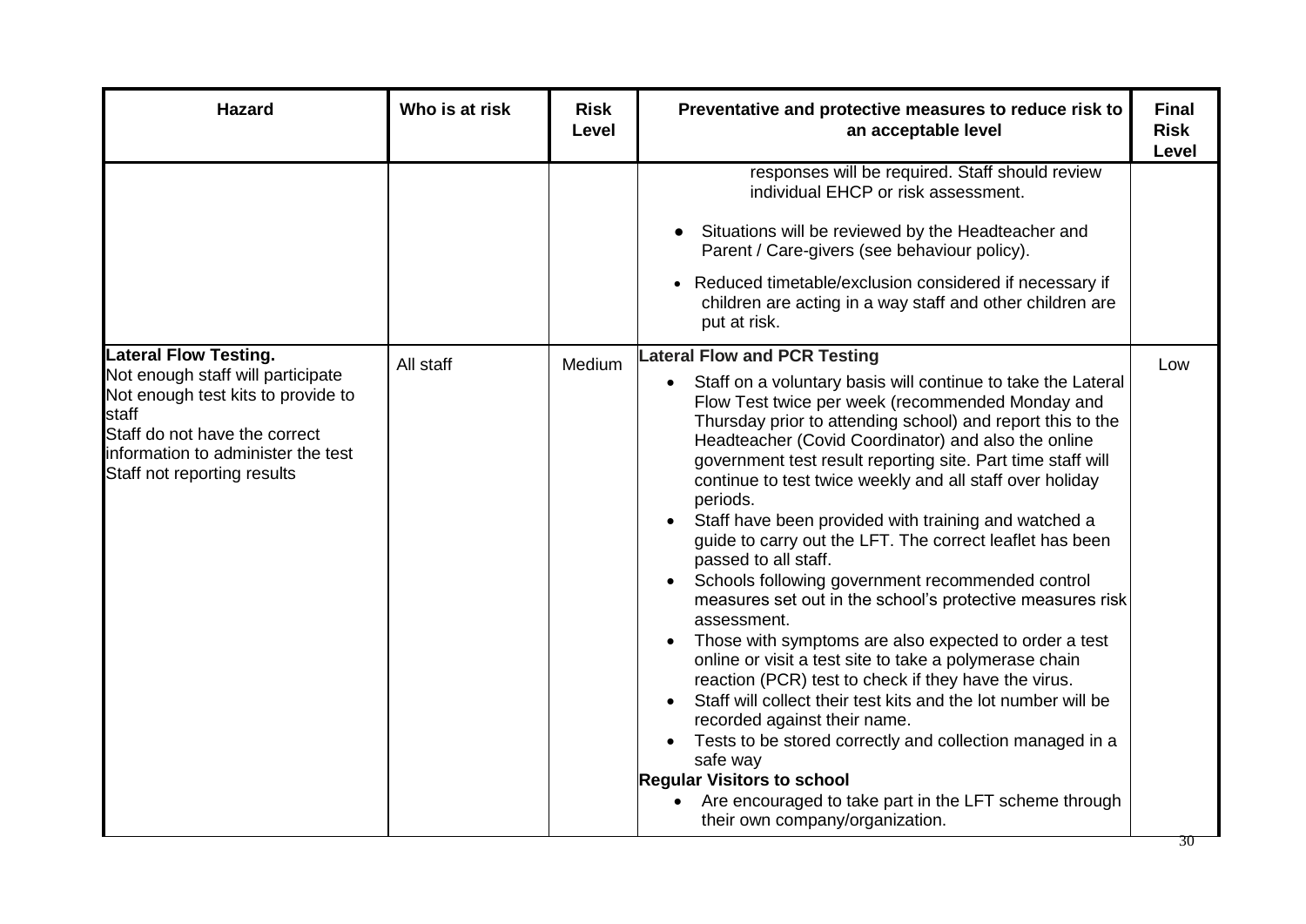| Hazard | Who is at risk | Risk Level | Preventative and protective measures to reduce risk to an acceptable level | Final Risk Level |
| --- | --- | --- | --- | --- |
| | | | responses will be required. Staff should review individual EHCP or risk assessment.<br>• Situations will be reviewed by the Headteacher and Parent / Care-givers (see behaviour policy).<br>• Reduced timetable/exclusion considered if necessary if children are acting in a way staff and other children are put at risk. | |
| **Lateral Flow Testing.**<br>Not enough staff will participate<br>Not enough test kits to provide to staff<br>Staff do not have the correct information to administer the test<br>Staff not reporting results | All staff | Medium | **Lateral Flow and PCR Testing**<br>• Staff on a voluntary basis will continue to take the Lateral Flow Test twice per week (recommended Monday and Thursday prior to attending school) and report this to the Headteacher (Covid Coordinator) and also the online government test result reporting site. Part time staff will continue to test twice weekly and all staff over holiday periods.<br>• Staff have been provided with training and watched a guide to carry out the LFT. The correct leaflet has been passed to all staff.<br>• Schools following government recommended control measures set out in the school's protective measures risk assessment.<br>• Those with symptoms are also expected to order a test online or visit a test site to take a polymerase chain reaction (PCR) test to check if they have the virus.<br>• Staff will collect their test kits and the lot number will be recorded against their name.<br>• Tests to be stored correctly and collection managed in a safe way<br>**Regular Visitors to school**<br>• Are encouraged to take part in the LFT scheme through their own company/organization. | Low |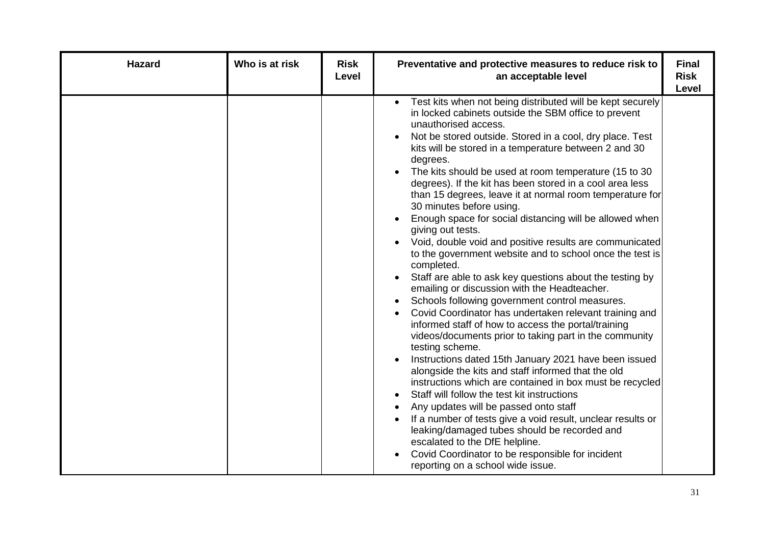| Hazard | Who is at risk | Risk Level | Preventative and protective measures to reduce risk to an acceptable level | Final Risk Level |
|---|---|---|---|---|
| | | | • Test kits when not being distributed will be kept securely in locked cabinets outside the SBM office to prevent unauthorised access.<br>• Not be stored outside. Stored in a cool, dry place. Test kits will be stored in a temperature between 2 and 30 degrees.<br>• The kits should be used at room temperature (15 to 30 degrees). If the kit has been stored in a cool area less than 15 degrees, leave it at normal room temperature for 30 minutes before using.<br>• Enough space for social distancing will be allowed when giving out tests.<br>• Void, double void and positive results are communicated to the government website and to school once the test is completed.<br>• Staff are able to ask key questions about the testing by emailing or discussion with the Headteacher.<br>• Schools following government control measures.<br>• Covid Coordinator has undertaken relevant training and informed staff of how to access the portal/training videos/documents prior to taking part in the community testing scheme.<br>• Instructions dated 15th January 2021 have been issued alongside the kits and staff informed that the old instructions which are contained in box must be recycled<br>• Staff will follow the test kit instructions<br>• Any updates will be passed onto staff<br>• If a number of tests give a void result, unclear results or leaking/damaged tubes should be recorded and escalated to the DfE helpline.<br>• Covid Coordinator to be responsible for incident reporting on a school wide issue. | |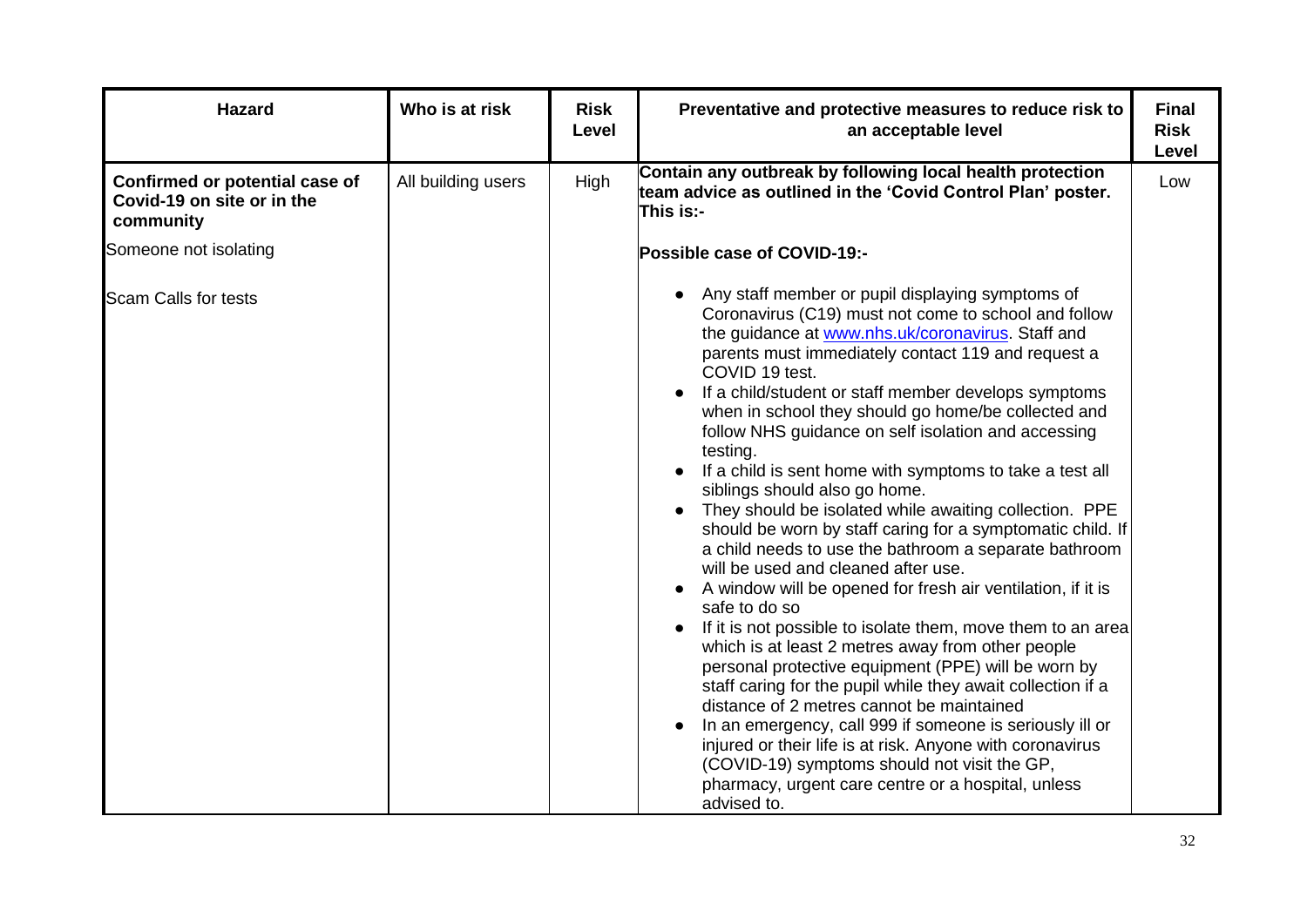| Hazard | Who is at risk | Risk Level | Preventative and protective measures to reduce risk to an acceptable level | Final Risk Level |
|---|---|---|---|---|
| **Confirmed or potential case of Covid-19 on site or in the community**<br><br>Someone not isolating<br><br>Scam Calls for tests | All building users | High | **Contain any outbreak by following local health protection team advice as outlined in the 'Covid Control Plan' poster. This is:-**<br><br>**Possible case of COVID-19:-**<br><br>• Any staff member or pupil displaying symptoms of Coronavirus (C19) must not come to school and follow the guidance at [www.nhs.uk/coronavirus](www.nhs.uk/coronavirus). Staff and parents must immediately contact 119 and request a COVID 19 test.<br>• If a child/student or staff member develops symptoms when in school they should go home/be collected and follow NHS guidance on self isolation and accessing testing.<br>• If a child is sent home with symptoms to take a test all siblings should also go home.<br>• They should be isolated while awaiting collection. PPE should be worn by staff caring for a symptomatic child. If a child needs to use the bathroom a separate bathroom will be used and cleaned after use.<br>• A window will be opened for fresh air ventilation, if it is safe to do so<br>• If it is not possible to isolate them, move them to an area which is at least 2 metres away from other people personal protective equipment (PPE) will be worn by staff caring for the pupil while they await collection if a distance of 2 metres cannot be maintained<br>• In an emergency, call 999 if someone is seriously ill or injured or their life is at risk. Anyone with coronavirus (COVID-19) symptoms should not visit the GP, pharmacy, urgent care centre or a hospital, unless advised to. | Low |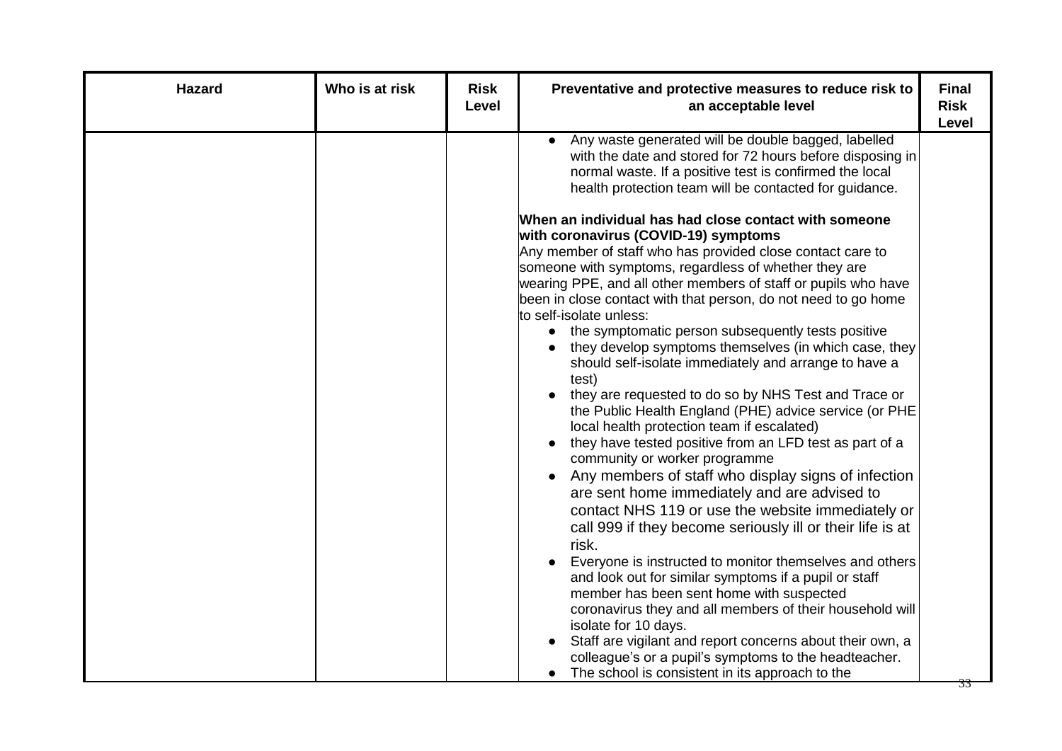| Hazard | Who is at risk | Risk Level | Preventative and protective measures to reduce risk to an acceptable level | Final Risk Level |
| --- | --- | --- | --- | --- |
| | | | • Any waste generated will be double bagged, labelled with the date and stored for 72 hours before disposing in normal waste. If a positive test is confirmed the local health protection team will be contacted for guidance.<br><br>**When an individual has had close contact with someone with coronavirus (COVID-19) symptoms**<br>Any member of staff who has provided close contact care to someone with symptoms, regardless of whether they are wearing PPE, and all other members of staff or pupils who have been in close contact with that person, do not need to go home to self-isolate unless:<br>• the symptomatic person subsequently tests positive<br>• they develop symptoms themselves (in which case, they should self-isolate immediately and arrange to have a test)<br>• they are requested to do so by NHS Test and Trace or the Public Health England (PHE) advice service (or PHE local health protection team if escalated)<br>• they have tested positive from an LFD test as part of a community or worker programme<br>• Any members of staff who display signs of infection are sent home immediately and are advised to contact NHS 119 or use the website immediately or call 999 if they become seriously ill or their life is at risk.<br>• Everyone is instructed to monitor themselves and others and look out for similar symptoms if a pupil or staff member has been sent home with suspected coronavirus they and all members of their household will isolate for 10 days.<br>• Staff are vigilant and report concerns about their own, a colleague's or a pupil's symptoms to the headteacher.<br>• The school is consistent in its approach to the | |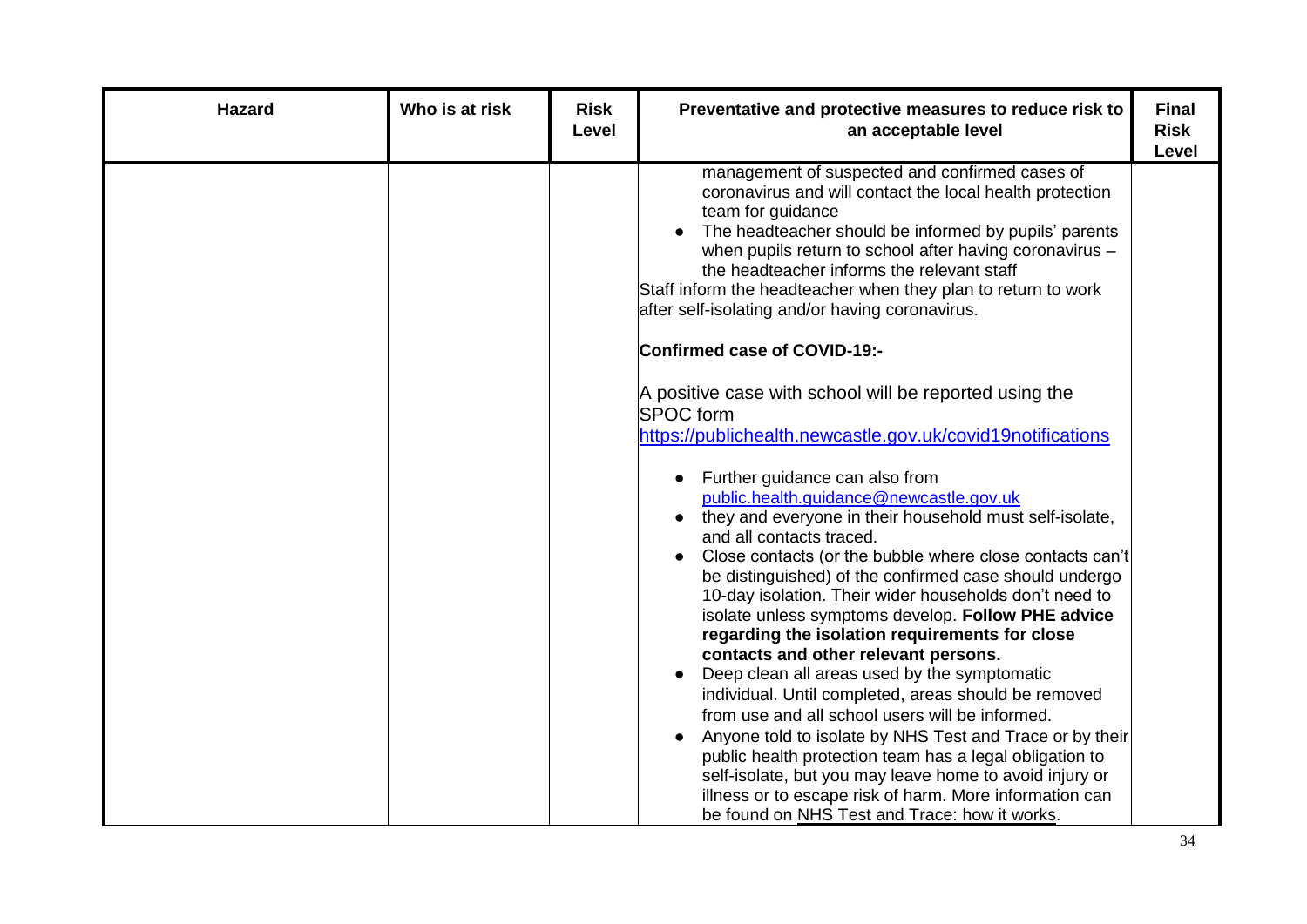| Hazard | Who is at risk | Risk Level | Preventative and protective measures to reduce risk to an acceptable level | Final Risk Level |
| --- | --- | --- | --- | --- |
| | | | management of suspected and confirmed cases of coronavirus and will contact the local health protection team for guidance<br>• The headteacher should be informed by pupils' parents when pupils return to school after having coronavirus – the headteacher informs the relevant staff<br>Staff inform the headteacher when they plan to return to work after self-isolating and/or having coronavirus.<br><br>**Confirmed case of COVID-19:-**<br><br>A positive case with school will be reported using the SPOC form<br>https://publichealth.newcastle.gov.uk/covid19notifications<br><br>• Further guidance can also from public.health.guidance@newcastle.gov.uk<br>• they and everyone in their household must self-isolate, and all contacts traced.<br>• Close contacts (or the bubble where close contacts can't be distinguished) of the confirmed case should undergo 10-day isolation. Their wider households don't need to isolate unless symptoms develop. **Follow PHE advice regarding the isolation requirements for close contacts and other relevant persons.**<br>• Deep clean all areas used by the symptomatic individual. Until completed, areas should be removed from use and all school users will be informed.<br>• Anyone told to isolate by NHS Test and Trace or by their public health protection team has a legal obligation to self-isolate, but you may leave home to avoid injury or illness or to escape risk of harm. More information can be found on NHS Test and Trace: how it works. | |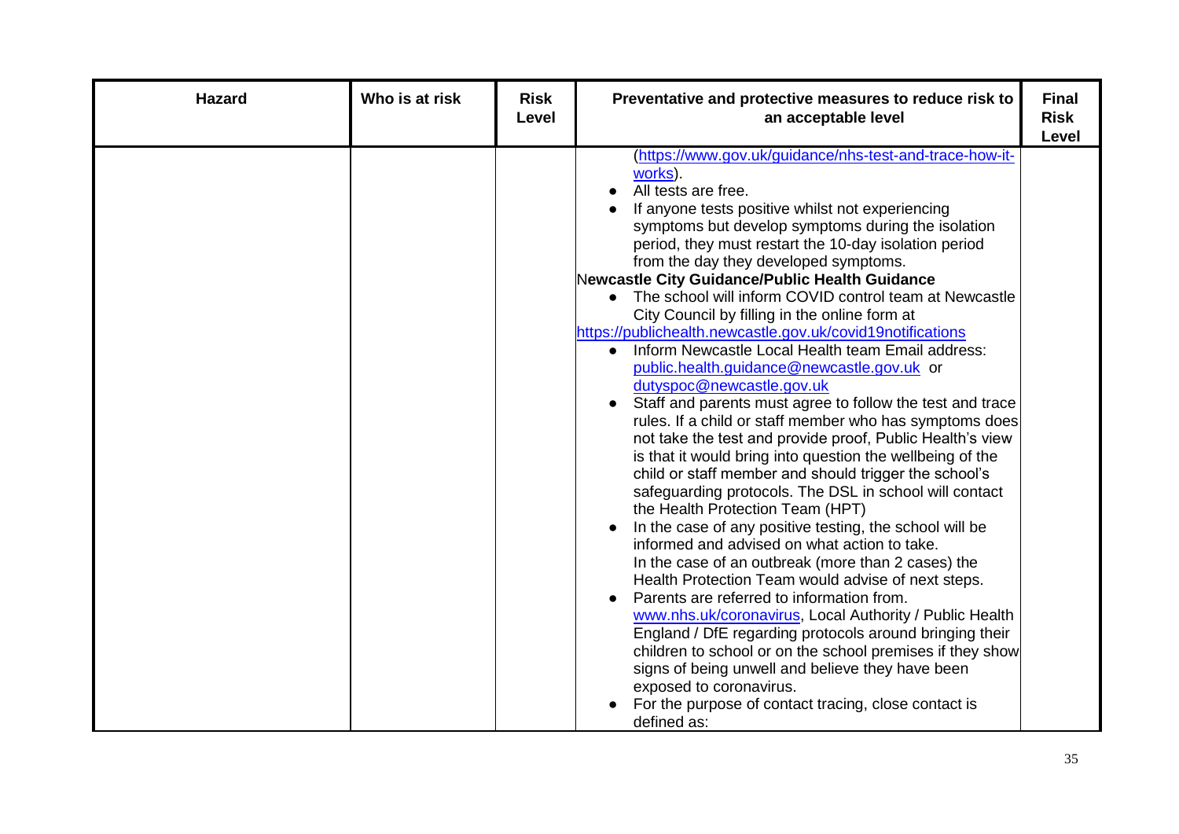| Hazard | Who is at risk | Risk Level | Preventative and protective measures to reduce risk to an acceptable level | Final Risk Level |
|---|---|---|---|---|
| | | | (https://www.gov.uk/guidance/nhs-test-and-trace-how-it-works).<br>• All tests are free.<br>• If anyone tests positive whilst not experiencing symptoms but develop symptoms during the isolation period, they must restart the 10-day isolation period from the day they developed symptoms.<br>**Newcastle City Guidance/Public Health Guidance**<br>• The school will inform COVID control team at Newcastle City Council by filling in the online form at https://publichealth.newcastle.gov.uk/covid19notifications<br>• Inform Newcastle Local Health team Email address: public.health.guidance@newcastle.gov.uk or dutyspoc@newcastle.gov.uk<br>• Staff and parents must agree to follow the test and trace rules. If a child or staff member who has symptoms does not take the test and provide proof, Public Health's view is that it would bring into question the wellbeing of the child or staff member and should trigger the school's safeguarding protocols. The DSL in school will contact the Health Protection Team (HPT)<br>• In the case of any positive testing, the school will be informed and advised on what action to take.<br>In the case of an outbreak (more than 2 cases) the Health Protection Team would advise of next steps.<br>• Parents are referred to information from. www.nhs.uk/coronavirus, Local Authority / Public Health England / DfE regarding protocols around bringing their children to school or on the school premises if they show signs of being unwell and believe they have been exposed to coronavirus.<br>• For the purpose of contact tracing, close contact is defined as: | |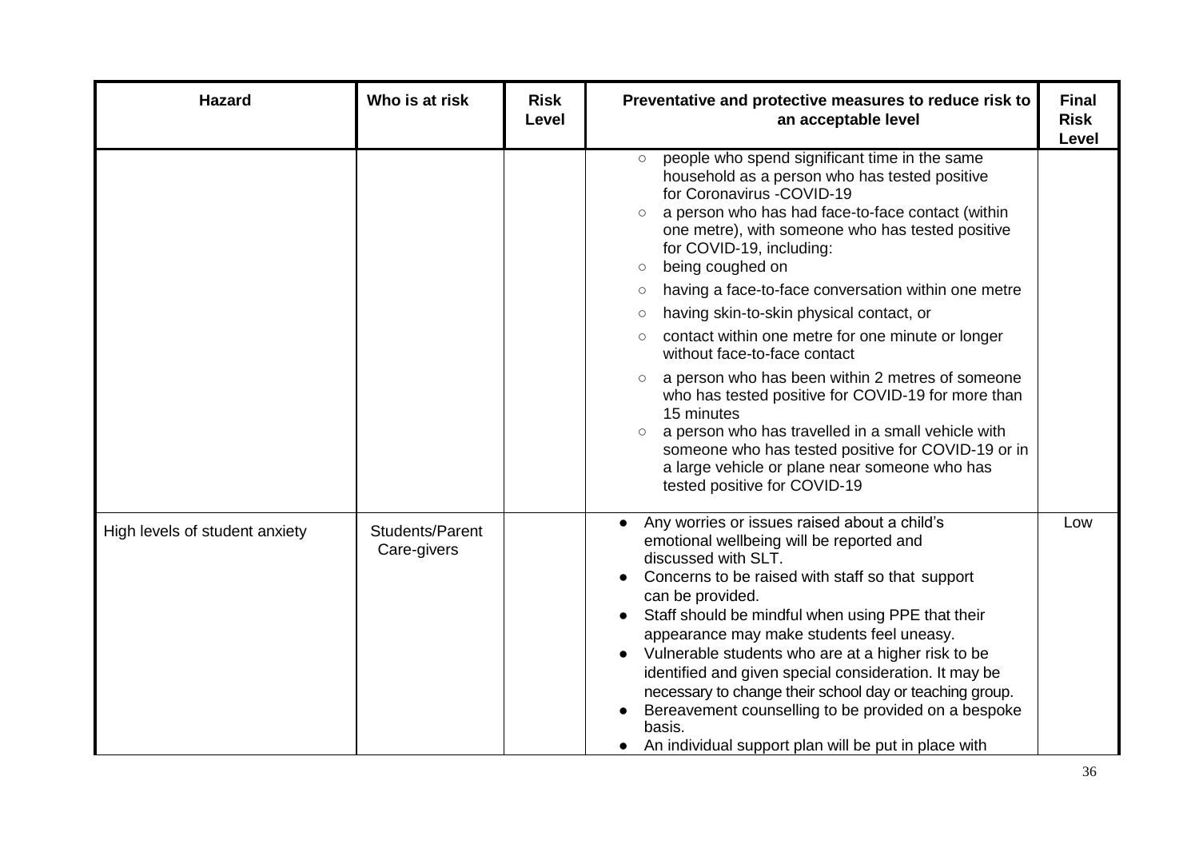| Hazard | Who is at risk | Risk Level | Preventative and protective measures to reduce risk to an acceptable level | Final Risk Level |
|---|---|---|---|---|
| | | | ○ people who spend significant time in the same household as a person who has tested positive for Coronavirus -COVID-19<br>○ a person who has had face-to-face contact (within one metre), with someone who has tested positive for COVID-19, including:<br>○ being coughed on<br>○ having a face-to-face conversation within one metre<br>○ having skin-to-skin physical contact, or<br>○ contact within one metre for one minute or longer without face-to-face contact<br>○ a person who has been within 2 metres of someone who has tested positive for COVID-19 for more than 15 minutes<br>○ a person who has travelled in a small vehicle with someone who has tested positive for COVID-19 or in a large vehicle or plane near someone who has tested positive for COVID-19 | |
| High levels of student anxiety | Students/Parent Care-givers | | ● Any worries or issues raised about a child's emotional wellbeing will be reported and discussed with SLT.<br>● Concerns to be raised with staff so that support can be provided.<br>● Staff should be mindful when using PPE that their appearance may make students feel uneasy.<br>● Vulnerable students who are at a higher risk to be identified and given special consideration. It may be necessary to change their school day or teaching group.<br>● Bereavement counselling to be provided on a bespoke basis.<br>● An individual support plan will be put in place with | Low |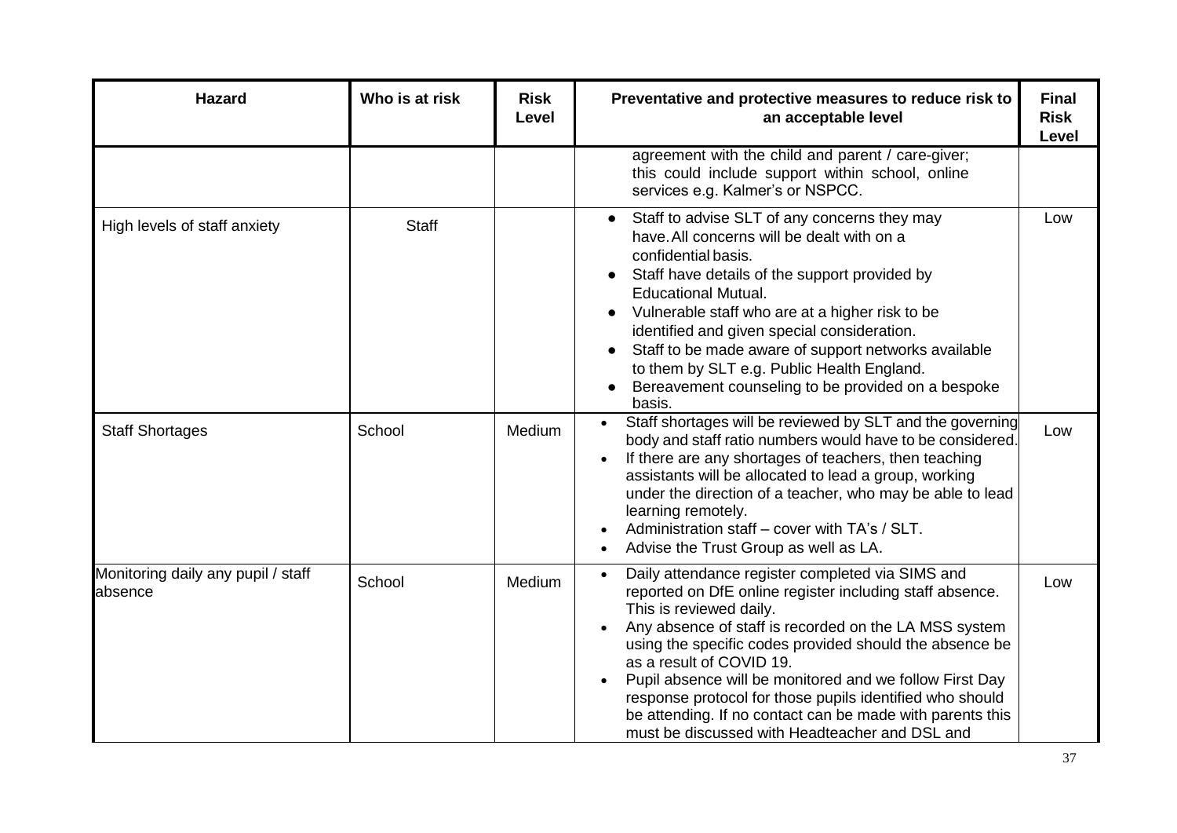| Hazard | Who is at risk | Risk Level | Preventative and protective measures to reduce risk to an acceptable level | Final Risk Level |
|---|---|---|---|---|
| | | | agreement with the child and parent / care-giver; this could include support within school, online services e.g. Kalmer's or NSPCC. | |
| High levels of staff anxiety | Staff | | • Staff to advise SLT of any concerns they may have. All concerns will be dealt with on a confidential basis.<br>• Staff have details of the support provided by Educational Mutual.<br>• Vulnerable staff who are at a higher risk to be identified and given special consideration.<br>• Staff to be made aware of support networks available to them by SLT e.g. Public Health England.<br>• Bereavement counseling to be provided on a bespoke basis. | Low |
| Staff Shortages | School | Medium | • Staff shortages will be reviewed by SLT and the governing body and staff ratio numbers would have to be considered.<br>• If there are any shortages of teachers, then teaching assistants will be allocated to lead a group, working under the direction of a teacher, who may be able to lead learning remotely.<br>• Administration staff – cover with TA's / SLT.<br>• Advise the Trust Group as well as LA. | Low |
| Monitoring daily any pupil / staff absence | School | Medium | • Daily attendance register completed via SIMS and reported on DfE online register including staff absence. This is reviewed daily.<br>• Any absence of staff is recorded on the LA MSS system using the specific codes provided should the absence be as a result of COVID 19.<br>• Pupil absence will be monitored and we follow First Day response protocol for those pupils identified who should be attending. If no contact can be made with parents this must be discussed with Headteacher and DSL and | Low |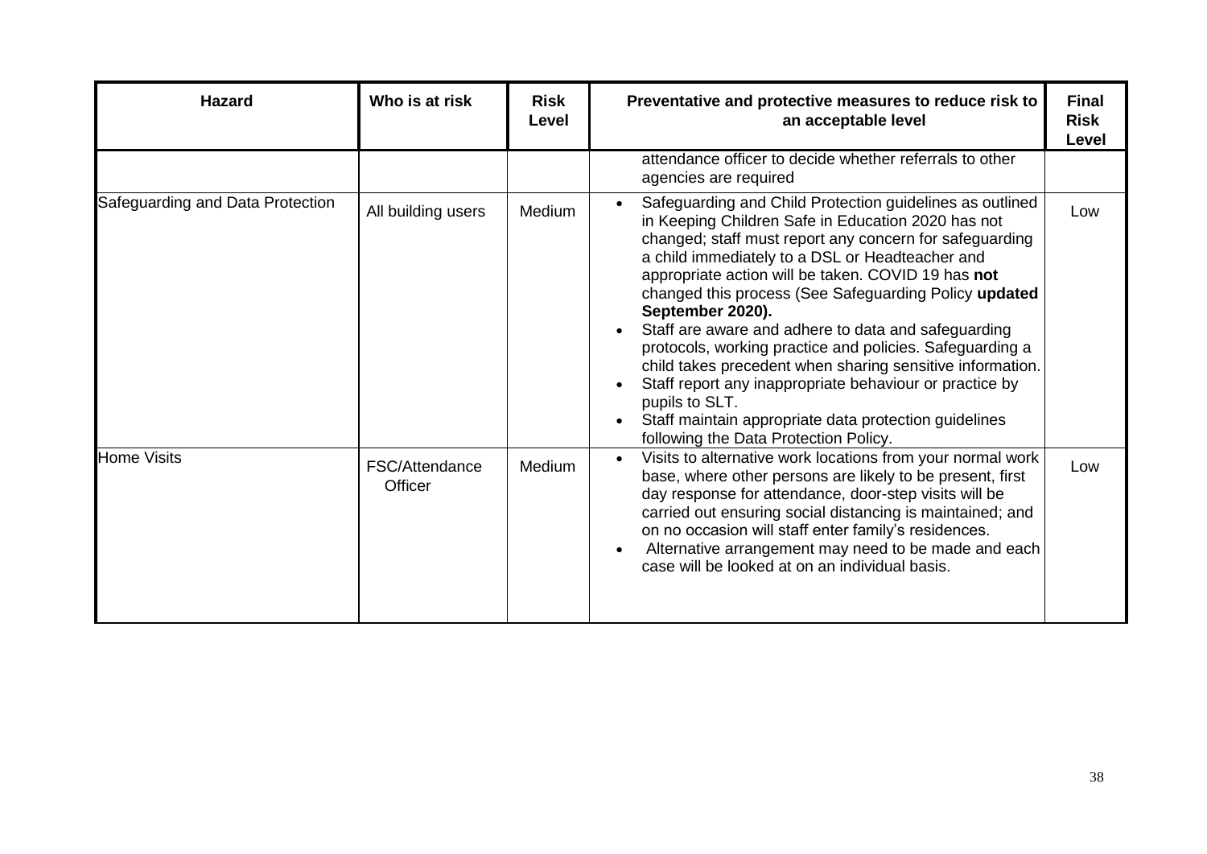| Hazard | Who is at risk | Risk Level | Preventative and protective measures to reduce risk to an acceptable level | Final Risk Level |
| --- | --- | --- | --- | --- |
| | | | attendance officer to decide whether referrals to other agencies are required | |
| Safeguarding and Data Protection | All building users | Medium | • Safeguarding and Child Protection guidelines as outlined in Keeping Children Safe in Education 2020 has not changed; staff must report any concern for safeguarding a child immediately to a DSL or Headteacher and appropriate action will be taken. COVID 19 has **not** changed this process (See Safeguarding Policy **updated September 2020).**<br>• Staff are aware and adhere to data and safeguarding protocols, working practice and policies. Safeguarding a child takes precedent when sharing sensitive information.<br>• Staff report any inappropriate behaviour or practice by pupils to SLT.<br>• Staff maintain appropriate data protection guidelines following the Data Protection Policy. | Low |
| Home Visits | FSC/Attendance Officer | Medium | • Visits to alternative work locations from your normal work base, where other persons are likely to be present, first day response for attendance, door-step visits will be carried out ensuring social distancing is maintained; and on no occasion will staff enter family's residences.<br>• Alternative arrangement may need to be made and each case will be looked at on an individual basis. | Low |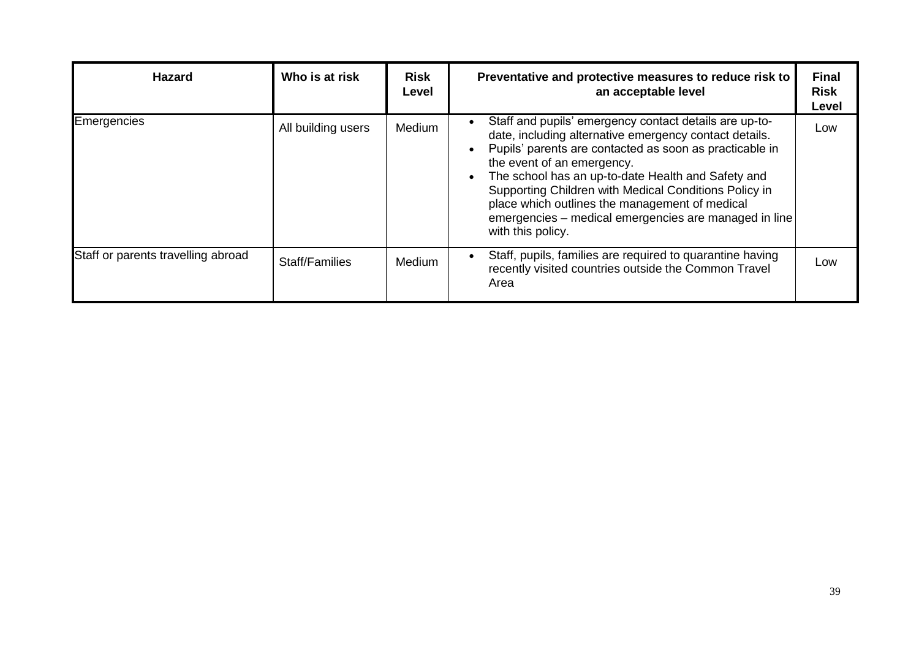| Hazard | Who is at risk | Risk Level | Preventative and protective measures to reduce risk to an acceptable level | Final Risk Level |
|---|---|---|---|---|
| Emergencies | All building users | Medium | • Staff and pupils' emergency contact details are up-to-date, including alternative emergency contact details.<br>• Pupils' parents are contacted as soon as practicable in the event of an emergency.<br>• The school has an up-to-date Health and Safety and Supporting Children with Medical Conditions Policy in place which outlines the management of medical emergencies – medical emergencies are managed in line with this policy. | Low |
| Staff or parents travelling abroad | Staff/Families | Medium | • Staff, pupils, families are required to quarantine having recently visited countries outside the Common Travel Area | Low |